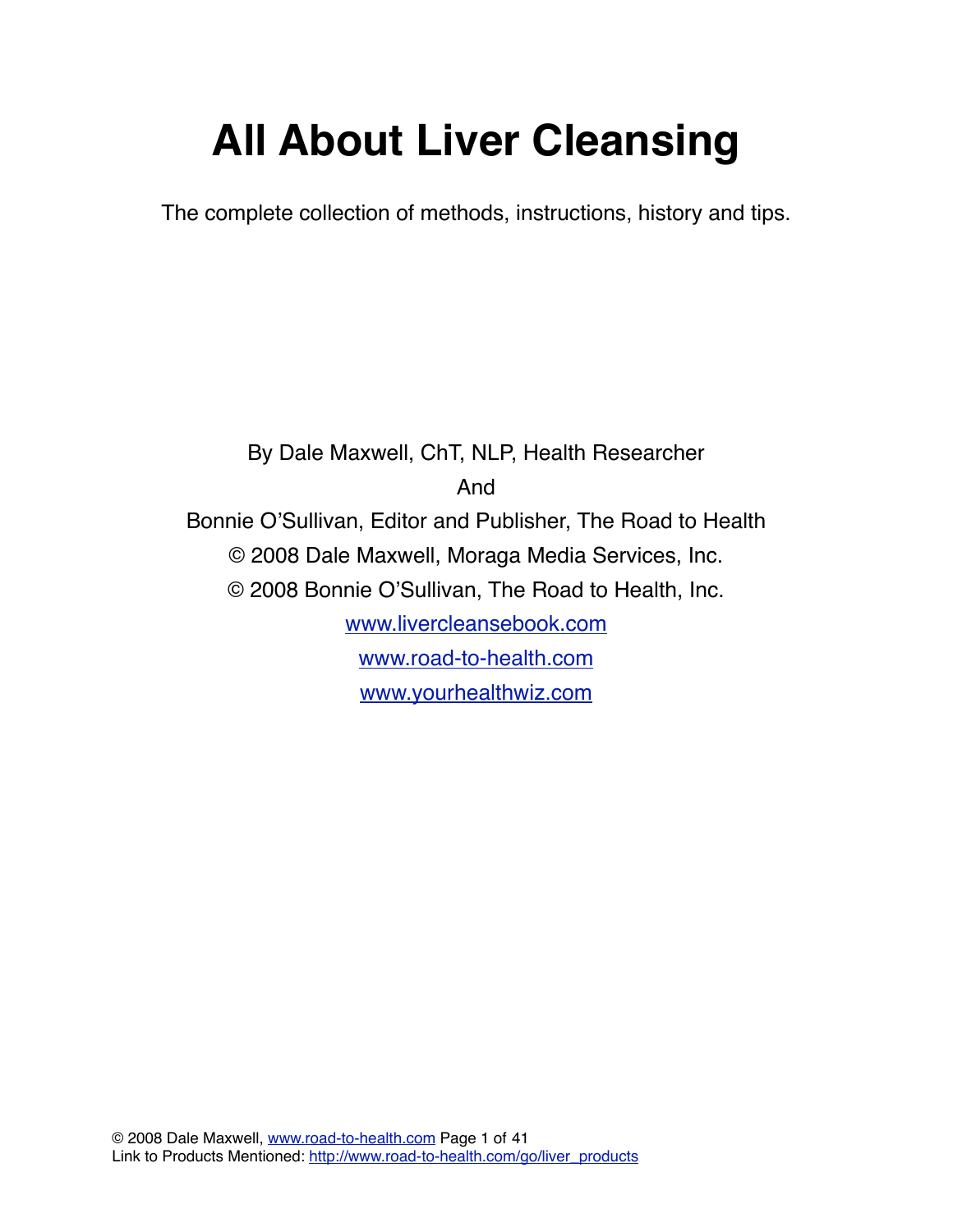# All About Liver Cleansing

The complete collection of methods, instructions, history and tips.

By Dale Maxwell, ChT, NLP, Health Researcher

And

Bonnie O'Sullivan, Editor and Publisher, The Road to Health

© 2008 Dale Maxwell, Moraga Media Services, Inc.

© 2008 Bonnie O'Sullivan, The Road to Health, Inc.

www.livercleansebook.com

www.road-to-health.com

www.yourhealthwiz.com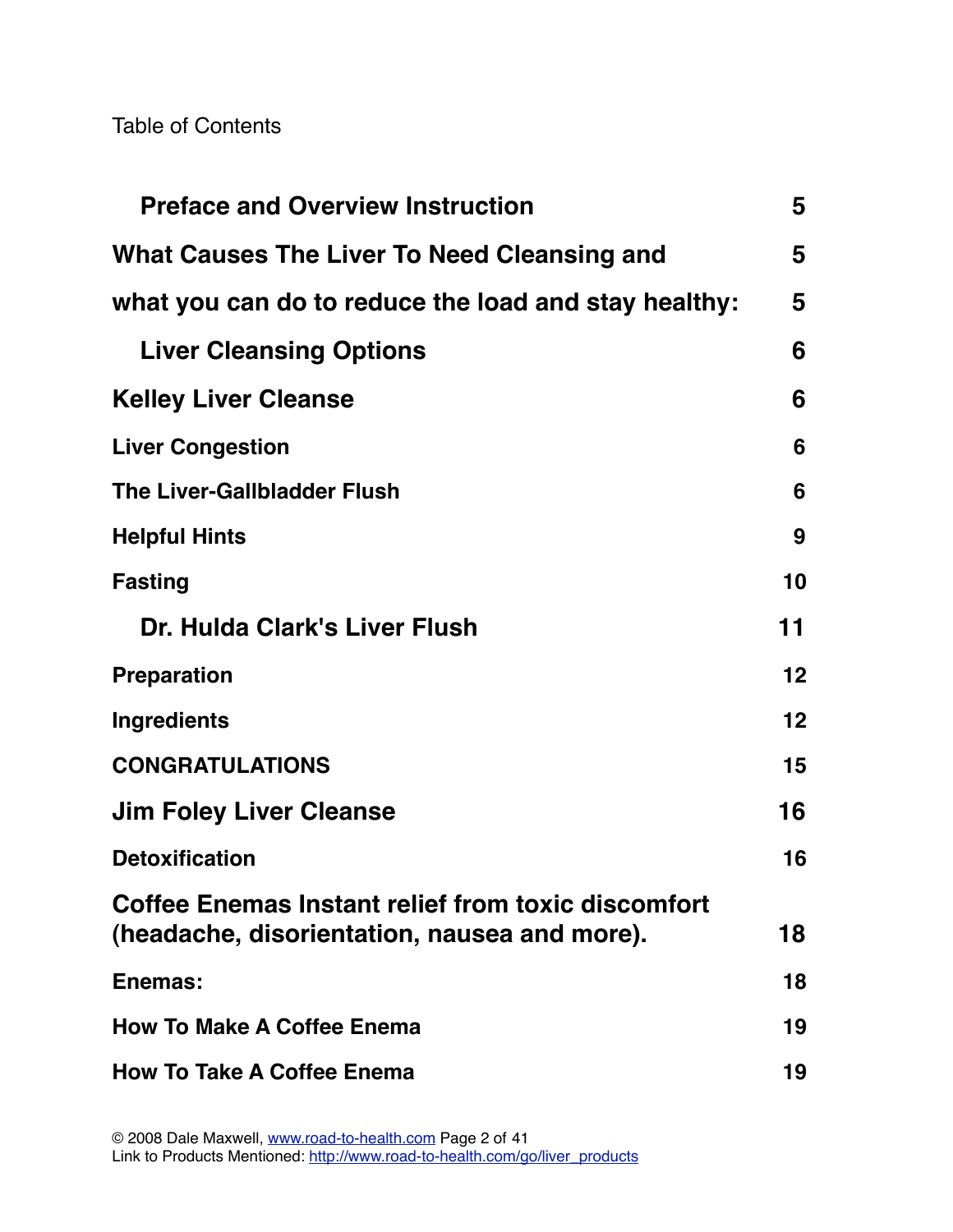Table of Contents

| | |
|---|---|
| **Preface and Overview Instruction** | **5** |
| **What Causes The Liver To Need Cleansing and** | **5** |
| **what you can do to reduce the load and stay healthy:** | **5** |
| **Liver Cleansing Options** | **6** |
| **Kelley Liver Cleanse** | **6** |
| **Liver Congestion** | **6** |
| **The Liver-Gallbladder Flush** | **6** |
| **Helpful Hints** | **9** |
| **Fasting** | **10** |
| **Dr. Hulda Clark's Liver Flush** | **11** |
| **Preparation** | **12** |
| **Ingredients** | **12** |
| **CONGRATULATIONS** | **15** |
| **Jim Foley Liver Cleanse** | **16** |
| **Detoxification** | **16** |
| **Coffee Enemas Instant relief from toxic discomfort (headache, disorientation, nausea and more).** | **18** |
| **Enemas:** | **18** |
| **How To Make A Coffee Enema** | **19** |
| **How To Take A Coffee Enema** | **19** |

© 2008 Dale Maxwell, www.road-to-health.com
Link to Products Mentioned: http://www.road-to-health.com/go/liver_products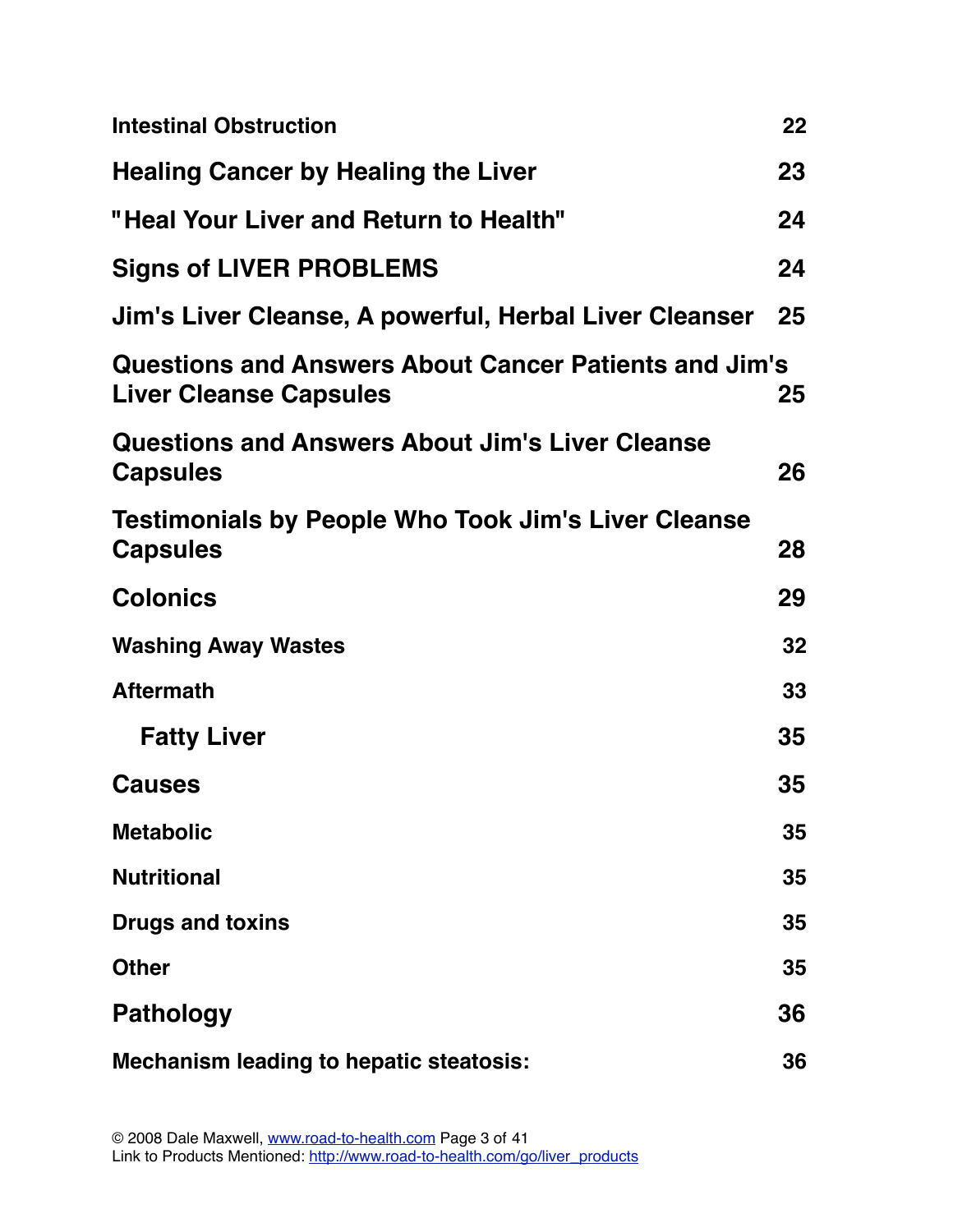**Intestinal Obstruction** 22

**Healing Cancer by Healing the Liver** 23

**"Heal Your Liver and Return to Health"** 24

**Signs of LIVER PROBLEMS** 24

**Jim's Liver Cleanse, A powerful, Herbal Liver Cleanser** 25

**Questions and Answers About Cancer Patients and Jim's Liver Cleanse Capsules** 25

**Questions and Answers About Jim's Liver Cleanse Capsules** 26

**Testimonials by People Who Took Jim's Liver Cleanse Capsules** 28

**Colonics** 29

**Washing Away Wastes** 32

**Aftermath** 33

**Fatty Liver** 35

**Causes** 35

**Metabolic** 35

**Nutritional** 35

**Drugs and toxins** 35

**Other** 35

**Pathology** 36

**Mechanism leading to hepatic steatosis:** 36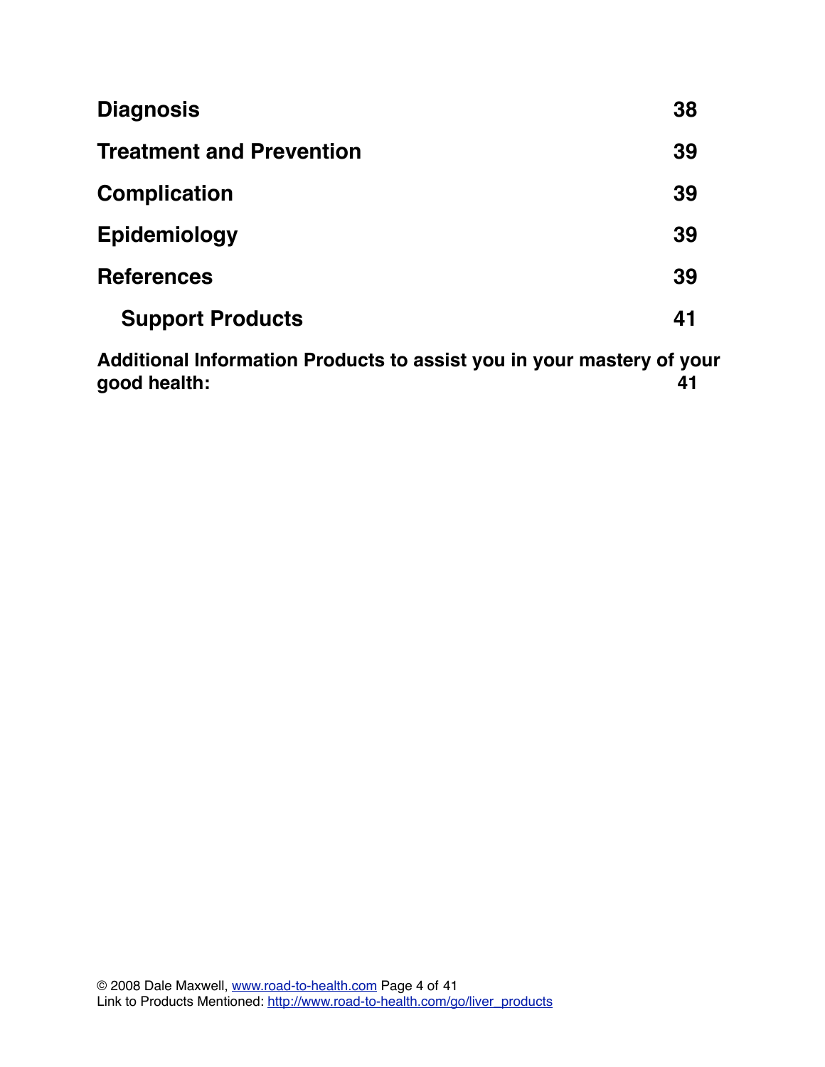**Diagnosis** 38

**Treatment and Prevention** 39

**Complication** 39

**Epidemiology** 39

**References** 39

**Support Products** 41

**Additional Information Products to assist you in your mastery of your good health:** 41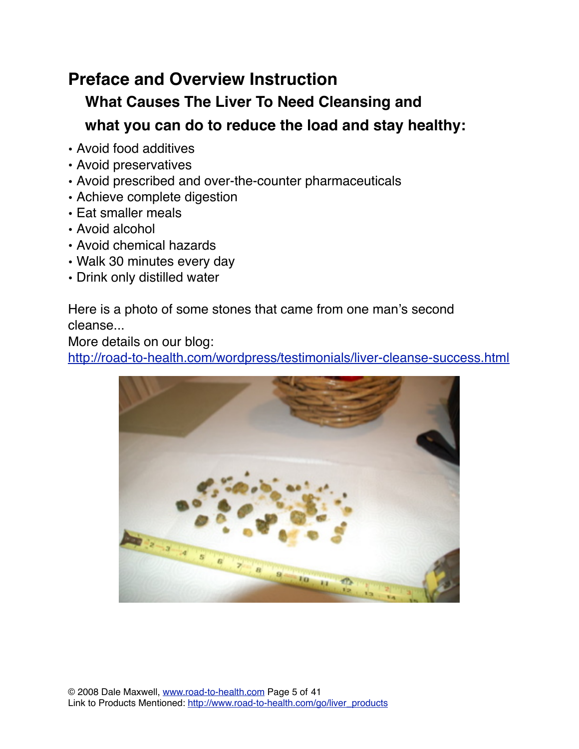# Preface and Overview Instruction

## What Causes The Liver To Need Cleansing and what you can do to reduce the load and stay healthy:

- Avoid food additives
- Avoid preservatives
- Avoid prescribed and over-the-counter pharmaceuticals
- Achieve complete digestion
- Eat smaller meals
- Avoid alcohol
- Avoid chemical hazards
- Walk 30 minutes every day
- Drink only distilled water

Here is a photo of some stones that came from one man's second cleanse...
More details on our blog:
http://road-to-health.com/wordpress/testimonials/liver-cleanse-success.html

Link to Products Mentioned: http://www.road-to-health.com/go/liver_products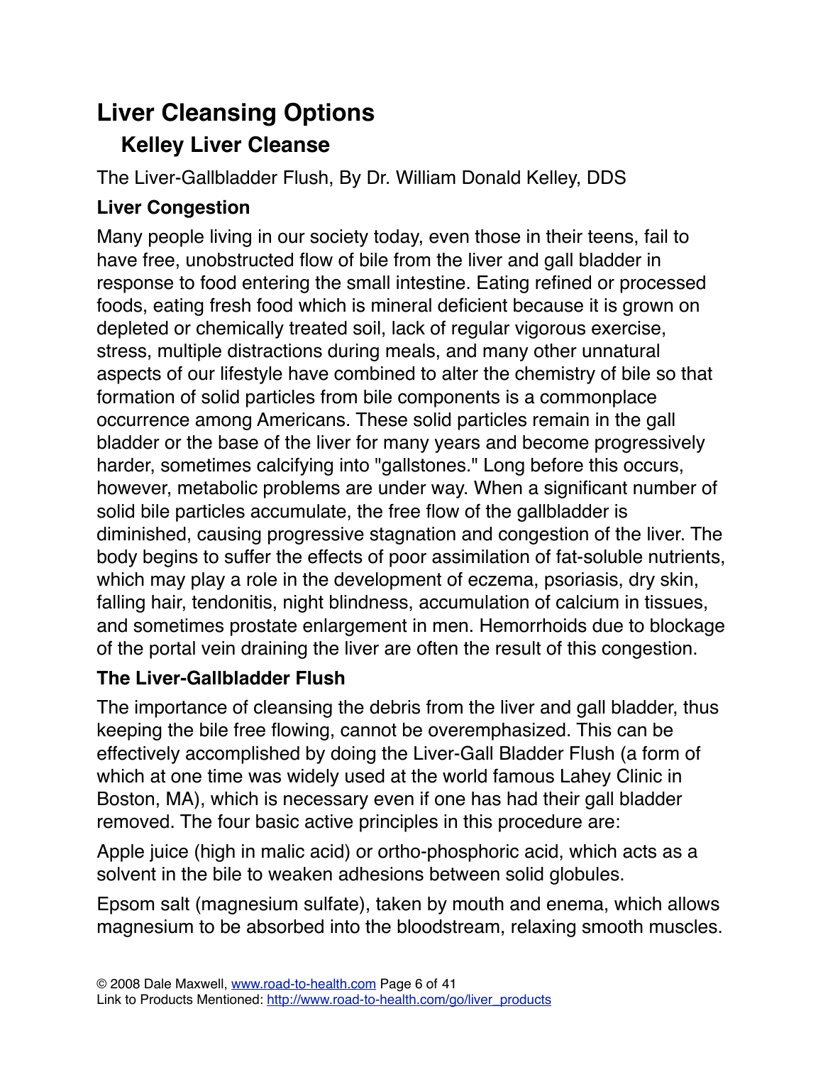# Liver Cleansing Options

## Kelley Liver Cleanse

The Liver-Gallbladder Flush, By Dr. William Donald Kelley, DDS

### Liver Congestion

Many people living in our society today, even those in their teens, fail to have free, unobstructed flow of bile from the liver and gall bladder in response to food entering the small intestine. Eating refined or processed foods, eating fresh food which is mineral deficient because it is grown on depleted or chemically treated soil, lack of regular vigorous exercise, stress, multiple distractions during meals, and many other unnatural aspects of our lifestyle have combined to alter the chemistry of bile so that formation of solid particles from bile components is a commonplace occurrence among Americans. These solid particles remain in the gall bladder or the base of the liver for many years and become progressively harder, sometimes calcifying into "gallstones." Long before this occurs, however, metabolic problems are under way. When a significant number of solid bile particles accumulate, the free flow of the gallbladder is diminished, causing progressive stagnation and congestion of the liver. The body begins to suffer the effects of poor assimilation of fat-soluble nutrients, which may play a role in the development of eczema, psoriasis, dry skin, falling hair, tendonitis, night blindness, accumulation of calcium in tissues, and sometimes prostate enlargement in men. Hemorrhoids due to blockage of the portal vein draining the liver are often the result of this congestion.

### The Liver-Gallbladder Flush

The importance of cleansing the debris from the liver and gall bladder, thus keeping the bile free flowing, cannot be overemphasized. This can be effectively accomplished by doing the Liver-Gall Bladder Flush (a form of which at one time was widely used at the world famous Lahey Clinic in Boston, MA), which is necessary even if one has had their gall bladder removed. The four basic active principles in this procedure are:

Apple juice (high in malic acid) or ortho-phosphoric acid, which acts as a solvent in the bile to weaken adhesions between solid globules.

Epsom salt (magnesium sulfate), taken by mouth and enema, which allows magnesium to be absorbed into the bloodstream, relaxing smooth muscles.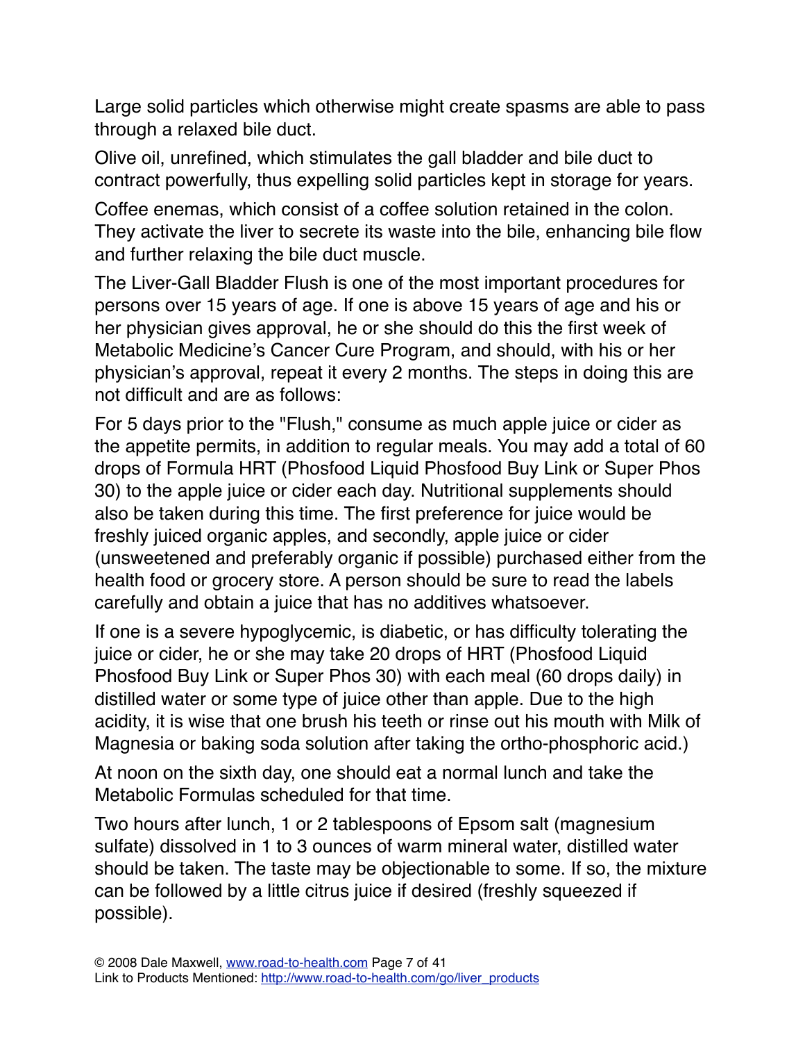Large solid particles which otherwise might create spasms are able to pass through a relaxed bile duct.

Olive oil, unrefined, which stimulates the gall bladder and bile duct to contract powerfully, thus expelling solid particles kept in storage for years.

Coffee enemas, which consist of a coffee solution retained in the colon. They activate the liver to secrete its waste into the bile, enhancing bile flow and further relaxing the bile duct muscle.

The Liver-Gall Bladder Flush is one of the most important procedures for persons over 15 years of age. If one is above 15 years of age and his or her physician gives approval, he or she should do this the first week of Metabolic Medicine's Cancer Cure Program, and should, with his or her physician's approval, repeat it every 2 months. The steps in doing this are not difficult and are as follows:

For 5 days prior to the "Flush," consume as much apple juice or cider as the appetite permits, in addition to regular meals. You may add a total of 60 drops of Formula HRT (Phosfood Liquid Phosfood Buy Link or Super Phos 30) to the apple juice or cider each day. Nutritional supplements should also be taken during this time. The first preference for juice would be freshly juiced organic apples, and secondly, apple juice or cider (unsweetened and preferably organic if possible) purchased either from the health food or grocery store. A person should be sure to read the labels carefully and obtain a juice that has no additives whatsoever.

If one is a severe hypoglycemic, is diabetic, or has difficulty tolerating the juice or cider, he or she may take 20 drops of HRT (Phosfood Liquid Phosfood Buy Link or Super Phos 30) with each meal (60 drops daily) in distilled water or some type of juice other than apple. Due to the high acidity, it is wise that one brush his teeth or rinse out his mouth with Milk of Magnesia or baking soda solution after taking the ortho-phosphoric acid.)

At noon on the sixth day, one should eat a normal lunch and take the Metabolic Formulas scheduled for that time.

Two hours after lunch, 1 or 2 tablespoons of Epsom salt (magnesium sulfate) dissolved in 1 to 3 ounces of warm mineral water, distilled water should be taken. The taste may be objectionable to some. If so, the mixture can be followed by a little citrus juice if desired (freshly squeezed if possible).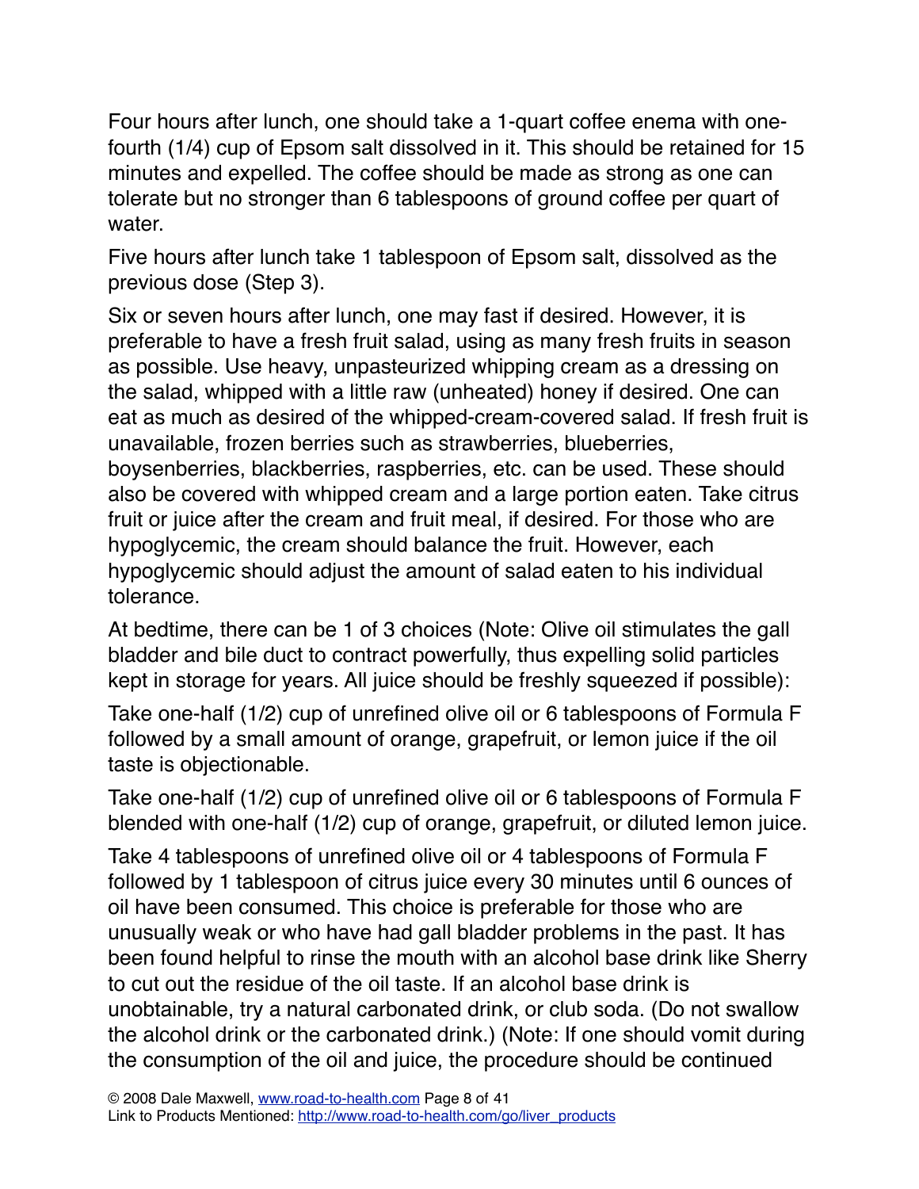Four hours after lunch, one should take a 1-quart coffee enema with one-fourth (1/4) cup of Epsom salt dissolved in it. This should be retained for 15 minutes and expelled. The coffee should be made as strong as one can tolerate but no stronger than 6 tablespoons of ground coffee per quart of water.

Five hours after lunch take 1 tablespoon of Epsom salt, dissolved as the previous dose (Step 3).

Six or seven hours after lunch, one may fast if desired. However, it is preferable to have a fresh fruit salad, using as many fresh fruits in season as possible. Use heavy, unpasteurized whipping cream as a dressing on the salad, whipped with a little raw (unheated) honey if desired. One can eat as much as desired of the whipped-cream-covered salad. If fresh fruit is unavailable, frozen berries such as strawberries, blueberries, boysenberries, blackberries, raspberries, etc. can be used. These should also be covered with whipped cream and a large portion eaten. Take citrus fruit or juice after the cream and fruit meal, if desired. For those who are hypoglycemic, the cream should balance the fruit. However, each hypoglycemic should adjust the amount of salad eaten to his individual tolerance.

At bedtime, there can be 1 of 3 choices (Note: Olive oil stimulates the gall bladder and bile duct to contract powerfully, thus expelling solid particles kept in storage for years. All juice should be freshly squeezed if possible):

Take one-half (1/2) cup of unrefined olive oil or 6 tablespoons of Formula F followed by a small amount of orange, grapefruit, or lemon juice if the oil taste is objectionable.

Take one-half (1/2) cup of unrefined olive oil or 6 tablespoons of Formula F blended with one-half (1/2) cup of orange, grapefruit, or diluted lemon juice.

Take 4 tablespoons of unrefined olive oil or 4 tablespoons of Formula F followed by 1 tablespoon of citrus juice every 30 minutes until 6 ounces of oil have been consumed. This choice is preferable for those who are unusually weak or who have had gall bladder problems in the past. It has been found helpful to rinse the mouth with an alcohol base drink like Sherry to cut out the residue of the oil taste. If an alcohol base drink is unobtainable, try a natural carbonated drink, or club soda. (Do not swallow the alcohol drink or the carbonated drink.) (Note: If one should vomit during the consumption of the oil and juice, the procedure should be continued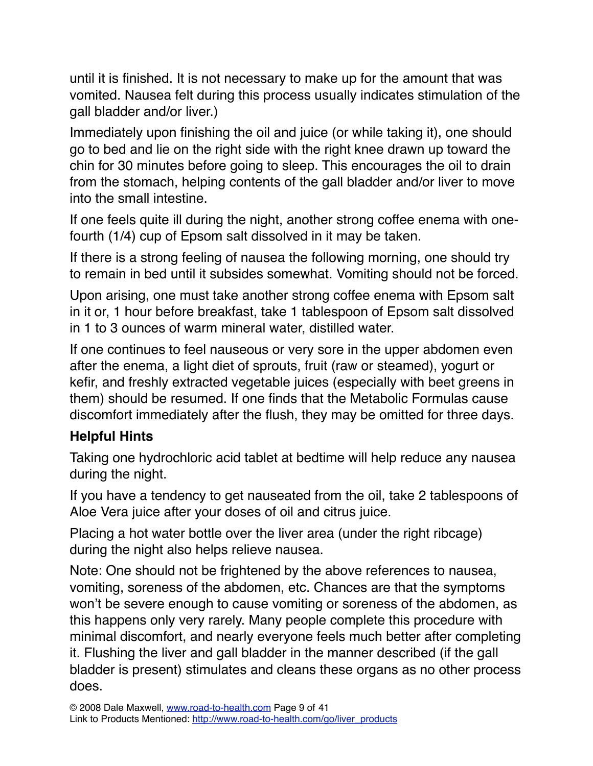until it is finished. It is not necessary to make up for the amount that was vomited. Nausea felt during this process usually indicates stimulation of the gall bladder and/or liver.)

Immediately upon finishing the oil and juice (or while taking it), one should go to bed and lie on the right side with the right knee drawn up toward the chin for 30 minutes before going to sleep. This encourages the oil to drain from the stomach, helping contents of the gall bladder and/or liver to move into the small intestine.

If one feels quite ill during the night, another strong coffee enema with one-fourth (1/4) cup of Epsom salt dissolved in it may be taken.

If there is a strong feeling of nausea the following morning, one should try to remain in bed until it subsides somewhat. Vomiting should not be forced.

Upon arising, one must take another strong coffee enema with Epsom salt in it or, 1 hour before breakfast, take 1 tablespoon of Epsom salt dissolved in 1 to 3 ounces of warm mineral water, distilled water.

If one continues to feel nauseous or very sore in the upper abdomen even after the enema, a light diet of sprouts, fruit (raw or steamed), yogurt or kefir, and freshly extracted vegetable juices (especially with beet greens in them) should be resumed. If one finds that the Metabolic Formulas cause discomfort immediately after the flush, they may be omitted for three days.

**Helpful Hints**

Taking one hydrochloric acid tablet at bedtime will help reduce any nausea during the night.

If you have a tendency to get nauseated from the oil, take 2 tablespoons of Aloe Vera juice after your doses of oil and citrus juice.

Placing a hot water bottle over the liver area (under the right ribcage) during the night also helps relieve nausea.

Note: One should not be frightened by the above references to nausea, vomiting, soreness of the abdomen, etc. Chances are that the symptoms won't be severe enough to cause vomiting or soreness of the abdomen, as this happens only very rarely. Many people complete this procedure with minimal discomfort, and nearly everyone feels much better after completing it. Flushing the liver and gall bladder in the manner described (if the gall bladder is present) stimulates and cleans these organs as no other process does.

© 2008 Dale Maxwell, www.road-to-health.com
Link to Products Mentioned: http://www.road-to-health.com/go/liver_products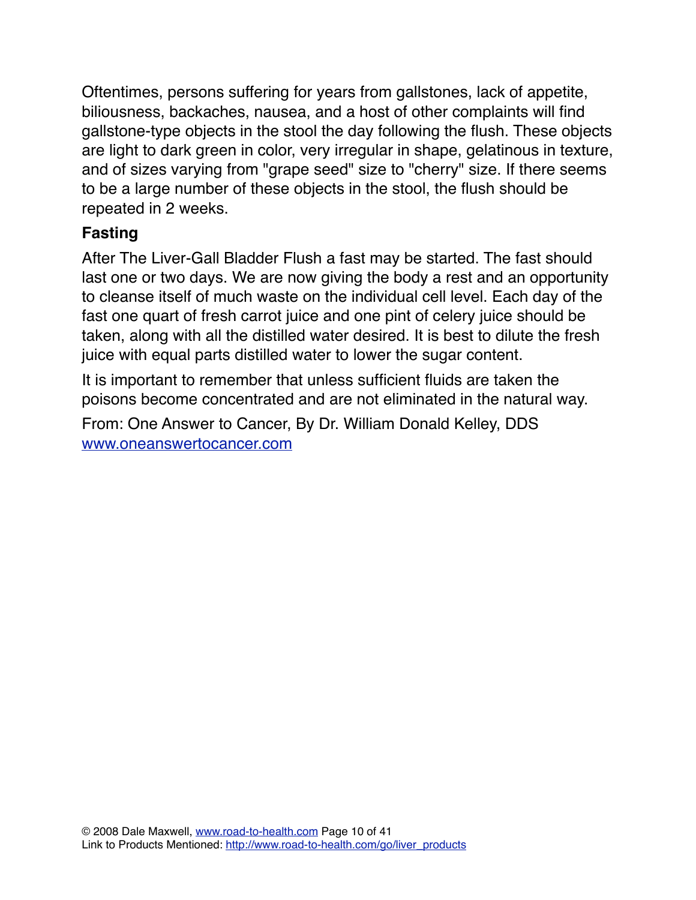Oftentimes, persons suffering for years from gallstones, lack of appetite, biliousness, backaches, nausea, and a host of other complaints will find gallstone-type objects in the stool the day following the flush. These objects are light to dark green in color, very irregular in shape, gelatinous in texture, and of sizes varying from "grape seed" size to "cherry" size. If there seems to be a large number of these objects in the stool, the flush should be repeated in 2 weeks.

**Fasting**

After The Liver-Gall Bladder Flush a fast may be started. The fast should last one or two days. We are now giving the body a rest and an opportunity to cleanse itself of much waste on the individual cell level. Each day of the fast one quart of fresh carrot juice and one pint of celery juice should be taken, along with all the distilled water desired. It is best to dilute the fresh juice with equal parts distilled water to lower the sugar content.

It is important to remember that unless sufficient fluids are taken the poisons become concentrated and are not eliminated in the natural way.

From: One Answer to Cancer, By Dr. William Donald Kelley, DDS
[www.oneanswertocancer.com](http://www.oneanswertocancer.com)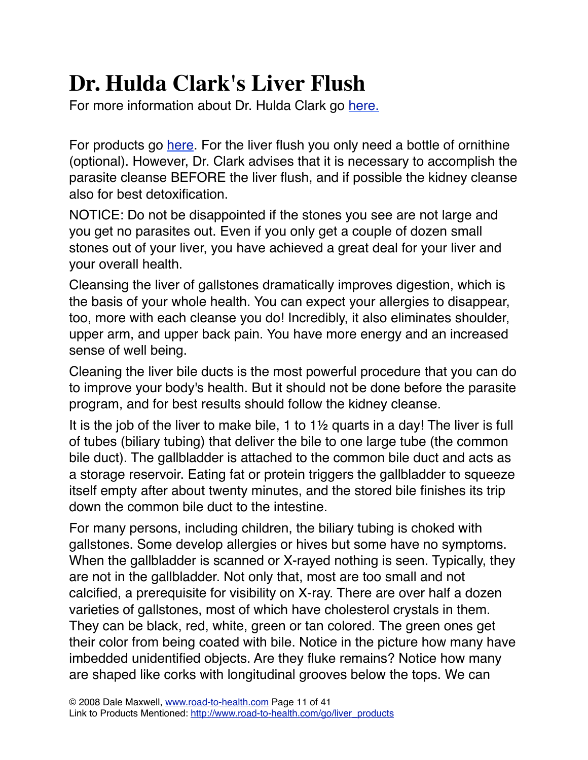# Dr. Hulda Clark's Liver Flush

For more information about Dr. Hulda Clark go [here.]

For products go [here]. For the liver flush you only need a bottle of ornithine (optional). However, Dr. Clark advises that it is necessary to accomplish the parasite cleanse BEFORE the liver flush, and if possible the kidney cleanse also for best detoxification.

NOTICE: Do not be disappointed if the stones you see are not large and you get no parasites out. Even if you only get a couple of dozen small stones out of your liver, you have achieved a great deal for your liver and your overall health.

Cleansing the liver of gallstones dramatically improves digestion, which is the basis of your whole health. You can expect your allergies to disappear, too, more with each cleanse you do! Incredibly, it also eliminates shoulder, upper arm, and upper back pain. You have more energy and an increased sense of well being.

Cleaning the liver bile ducts is the most powerful procedure that you can do to improve your body's health. But it should not be done before the parasite program, and for best results should follow the kidney cleanse.

It is the job of the liver to make bile, 1 to 1½ quarts in a day! The liver is full of tubes (biliary tubing) that deliver the bile to one large tube (the common bile duct). The gallbladder is attached to the common bile duct and acts as a storage reservoir. Eating fat or protein triggers the gallbladder to squeeze itself empty after about twenty minutes, and the stored bile finishes its trip down the common bile duct to the intestine.

For many persons, including children, the biliary tubing is choked with gallstones. Some develop allergies or hives but some have no symptoms. When the gallbladder is scanned or X-rayed nothing is seen. Typically, they are not in the gallbladder. Not only that, most are too small and not calcified, a prerequisite for visibility on X-ray. There are over half a dozen varieties of gallstones, most of which have cholesterol crystals in them. They can be black, red, white, green or tan colored. The green ones get their color from being coated with bile. Notice in the picture how many have imbedded unidentified objects. Are they fluke remains? Notice how many are shaped like corks with longitudinal grooves below the tops. We can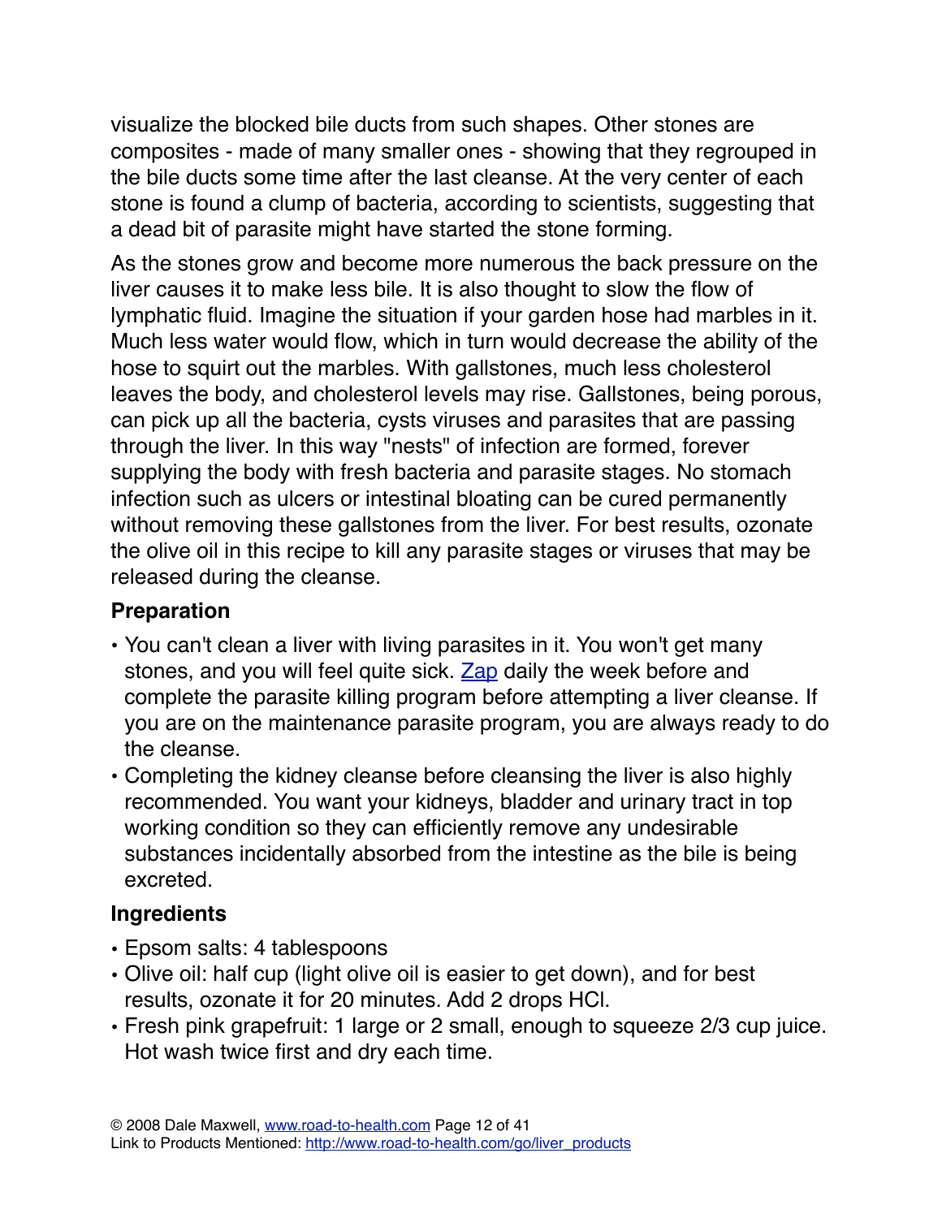visualize the blocked bile ducts from such shapes. Other stones are composites - made of many smaller ones - showing that they regrouped in the bile ducts some time after the last cleanse. At the very center of each stone is found a clump of bacteria, according to scientists, suggesting that a dead bit of parasite might have started the stone forming.

As the stones grow and become more numerous the back pressure on the liver causes it to make less bile. It is also thought to slow the flow of lymphatic fluid. Imagine the situation if your garden hose had marbles in it. Much less water would flow, which in turn would decrease the ability of the hose to squirt out the marbles. With gallstones, much less cholesterol leaves the body, and cholesterol levels may rise. Gallstones, being porous, can pick up all the bacteria, cysts viruses and parasites that are passing through the liver. In this way "nests" of infection are formed, forever supplying the body with fresh bacteria and parasite stages. No stomach infection such as ulcers or intestinal bloating can be cured permanently without removing these gallstones from the liver. For best results, ozonate the olive oil in this recipe to kill any parasite stages or viruses that may be released during the cleanse.

### Preparation

- You can't clean a liver with living parasites in it. You won't get many stones, and you will feel quite sick. Zap daily the week before and complete the parasite killing program before attempting a liver cleanse. If you are on the maintenance parasite program, you are always ready to do the cleanse.
- Completing the kidney cleanse before cleansing the liver is also highly recommended. You want your kidneys, bladder and urinary tract in top working condition so they can efficiently remove any undesirable substances incidentally absorbed from the intestine as the bile is being excreted.

### Ingredients

- Epsom salts: 4 tablespoons
- Olive oil: half cup (light olive oil is easier to get down), and for best results, ozonate it for 20 minutes. Add 2 drops HCl.
- Fresh pink grapefruit: 1 large or 2 small, enough to squeeze 2/3 cup juice. Hot wash twice first and dry each time.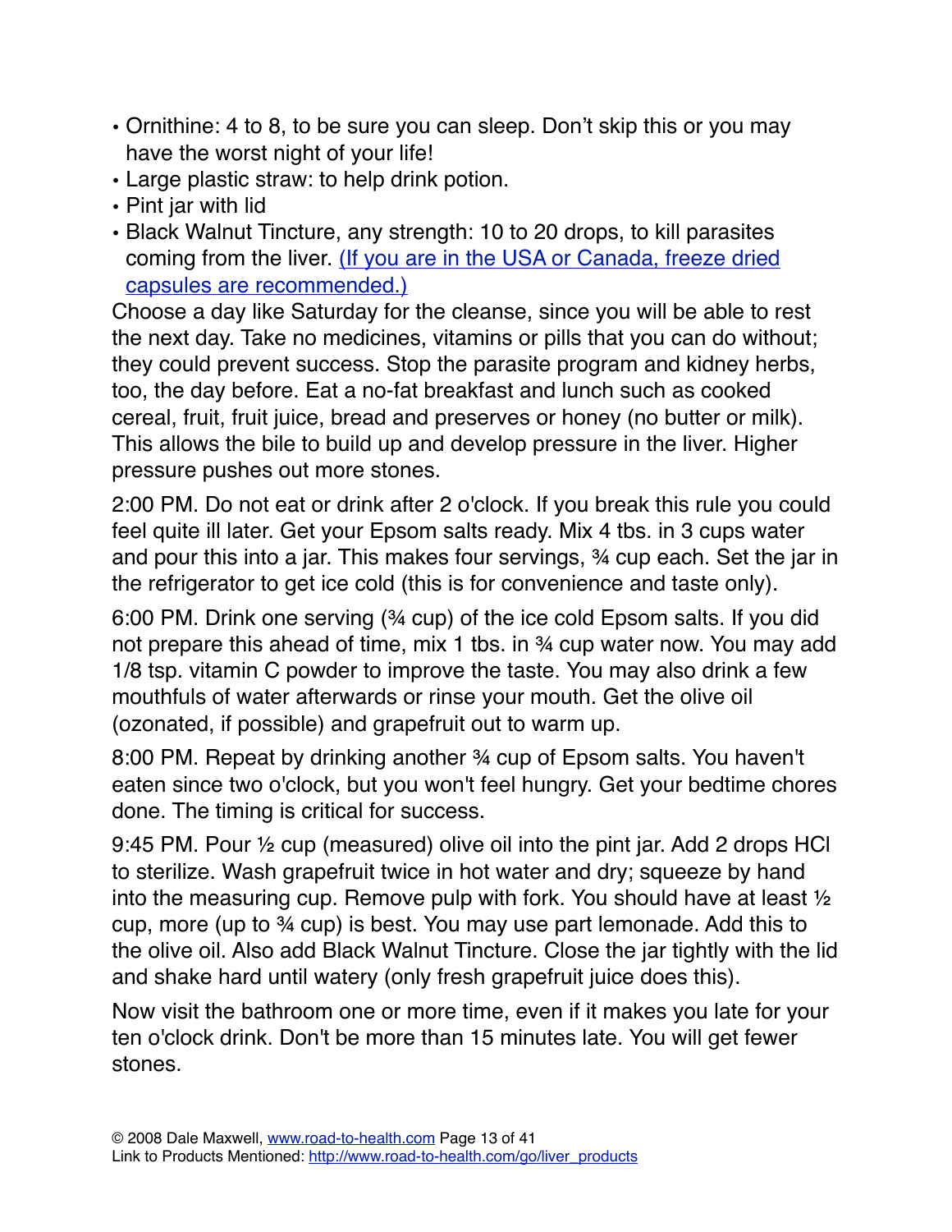- Ornithine: 4 to 8, to be sure you can sleep. Don't skip this or you may have the worst night of your life!
- Large plastic straw: to help drink potion.
- Pint jar with lid
- Black Walnut Tincture, any strength: 10 to 20 drops, to kill parasites coming from the liver. [(If you are in the USA or Canada, freeze dried capsules are recommended.)]

Choose a day like Saturday for the cleanse, since you will be able to rest the next day. Take no medicines, vitamins or pills that you can do without; they could prevent success. Stop the parasite program and kidney herbs, too, the day before. Eat a no-fat breakfast and lunch such as cooked cereal, fruit, fruit juice, bread and preserves or honey (no butter or milk). This allows the bile to build up and develop pressure in the liver. Higher pressure pushes out more stones.

2:00 PM. Do not eat or drink after 2 o'clock. If you break this rule you could feel quite ill later. Get your Epsom salts ready. Mix 4 tbs. in 3 cups water and pour this into a jar. This makes four servings, ¾ cup each. Set the jar in the refrigerator to get ice cold (this is for convenience and taste only).

6:00 PM. Drink one serving (¾ cup) of the ice cold Epsom salts. If you did not prepare this ahead of time, mix 1 tbs. in ¾ cup water now. You may add 1/8 tsp. vitamin C powder to improve the taste. You may also drink a few mouthfuls of water afterwards or rinse your mouth. Get the olive oil (ozonated, if possible) and grapefruit out to warm up.

8:00 PM. Repeat by drinking another ¾ cup of Epsom salts. You haven't eaten since two o'clock, but you won't feel hungry. Get your bedtime chores done. The timing is critical for success.

9:45 PM. Pour ½ cup (measured) olive oil into the pint jar. Add 2 drops HCl to sterilize. Wash grapefruit twice in hot water and dry; squeeze by hand into the measuring cup. Remove pulp with fork. You should have at least ½ cup, more (up to ¾ cup) is best. You may use part lemonade. Add this to the olive oil. Also add Black Walnut Tincture. Close the jar tightly with the lid and shake hard until watery (only fresh grapefruit juice does this).

Now visit the bathroom one or more time, even if it makes you late for your ten o'clock drink. Don't be more than 15 minutes late. You will get fewer stones.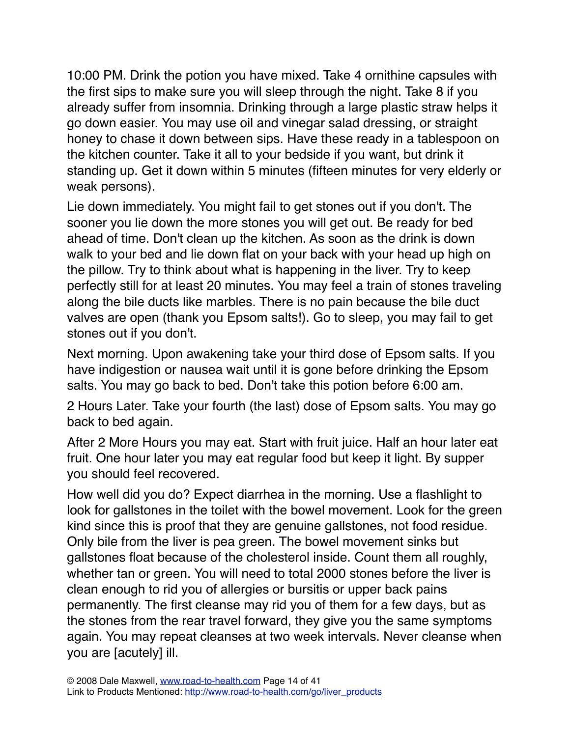10:00 PM. Drink the potion you have mixed. Take 4 ornithine capsules with the first sips to make sure you will sleep through the night. Take 8 if you already suffer from insomnia. Drinking through a large plastic straw helps it go down easier. You may use oil and vinegar salad dressing, or straight honey to chase it down between sips. Have these ready in a tablespoon on the kitchen counter. Take it all to your bedside if you want, but drink it standing up. Get it down within 5 minutes (fifteen minutes for very elderly or weak persons).

Lie down immediately. You might fail to get stones out if you don't. The sooner you lie down the more stones you will get out. Be ready for bed ahead of time. Don't clean up the kitchen. As soon as the drink is down walk to your bed and lie down flat on your back with your head up high on the pillow. Try to think about what is happening in the liver. Try to keep perfectly still for at least 20 minutes. You may feel a train of stones traveling along the bile ducts like marbles. There is no pain because the bile duct valves are open (thank you Epsom salts!). Go to sleep, you may fail to get stones out if you don't.

Next morning. Upon awakening take your third dose of Epsom salts. If you have indigestion or nausea wait until it is gone before drinking the Epsom salts. You may go back to bed. Don't take this potion before 6:00 am.

2 Hours Later. Take your fourth (the last) dose of Epsom salts. You may go back to bed again.

After 2 More Hours you may eat. Start with fruit juice. Half an hour later eat fruit. One hour later you may eat regular food but keep it light. By supper you should feel recovered.

How well did you do? Expect diarrhea in the morning. Use a flashlight to look for gallstones in the toilet with the bowel movement. Look for the green kind since this is proof that they are genuine gallstones, not food residue. Only bile from the liver is pea green. The bowel movement sinks but gallstones float because of the cholesterol inside. Count them all roughly, whether tan or green. You will need to total 2000 stones before the liver is clean enough to rid you of allergies or bursitis or upper back pains permanently. The first cleanse may rid you of them for a few days, but as the stones from the rear travel forward, they give you the same symptoms again. You may repeat cleanses at two week intervals. Never cleanse when you are [acutely] ill.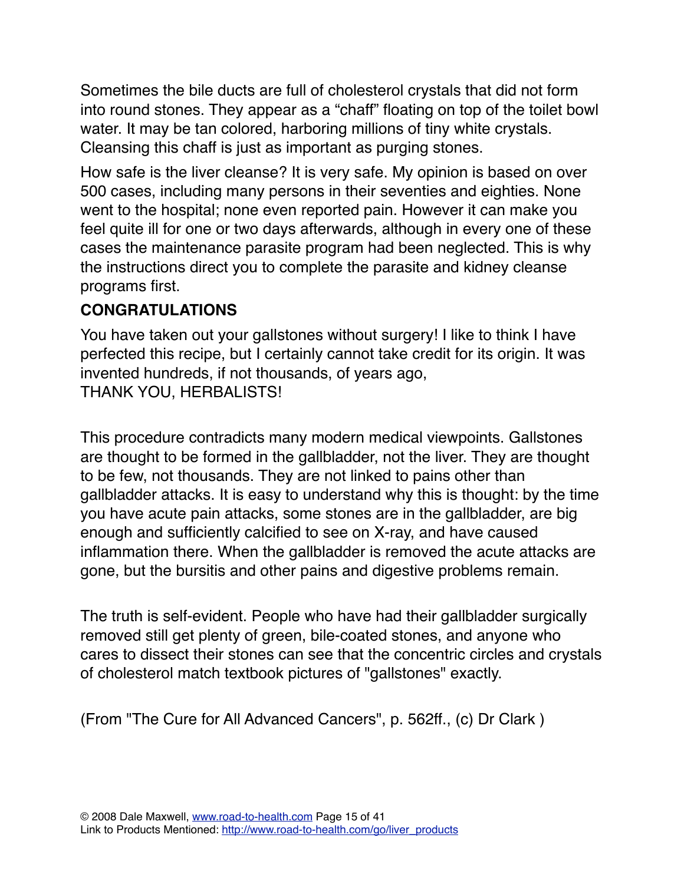Sometimes the bile ducts are full of cholesterol crystals that did not form into round stones. They appear as a “chaff” floating on top of the toilet bowl water. It may be tan colored, harboring millions of tiny white crystals. Cleansing this chaff is just as important as purging stones.

How safe is the liver cleanse? It is very safe. My opinion is based on over 500 cases, including many persons in their seventies and eighties. None went to the hospital; none even reported pain. However it can make you feel quite ill for one or two days afterwards, although in every one of these cases the maintenance parasite program had been neglected. This is why the instructions direct you to complete the parasite and kidney cleanse programs first.

**CONGRATULATIONS**

You have taken out your gallstones without surgery! I like to think I have perfected this recipe, but I certainly cannot take credit for its origin. It was invented hundreds, if not thousands, of years ago,
THANK YOU, HERBALISTS!

This procedure contradicts many modern medical viewpoints. Gallstones are thought to be formed in the gallbladder, not the liver. They are thought to be few, not thousands. They are not linked to pains other than gallbladder attacks. It is easy to understand why this is thought: by the time you have acute pain attacks, some stones are in the gallbladder, are big enough and sufficiently calcified to see on X-ray, and have caused inflammation there. When the gallbladder is removed the acute attacks are gone, but the bursitis and other pains and digestive problems remain.

The truth is self-evident. People who have had their gallbladder surgically removed still get plenty of green, bile-coated stones, and anyone who cares to dissect their stones can see that the concentric circles and crystals of cholesterol match textbook pictures of "gallstones" exactly.

(From "The Cure for All Advanced Cancers", p. 562ff., (c) Dr Clark )

© 2008 Dale Maxwell, www.road-to-health.com
Link to Products Mentioned: http://www.road-to-health.com/go/liver_products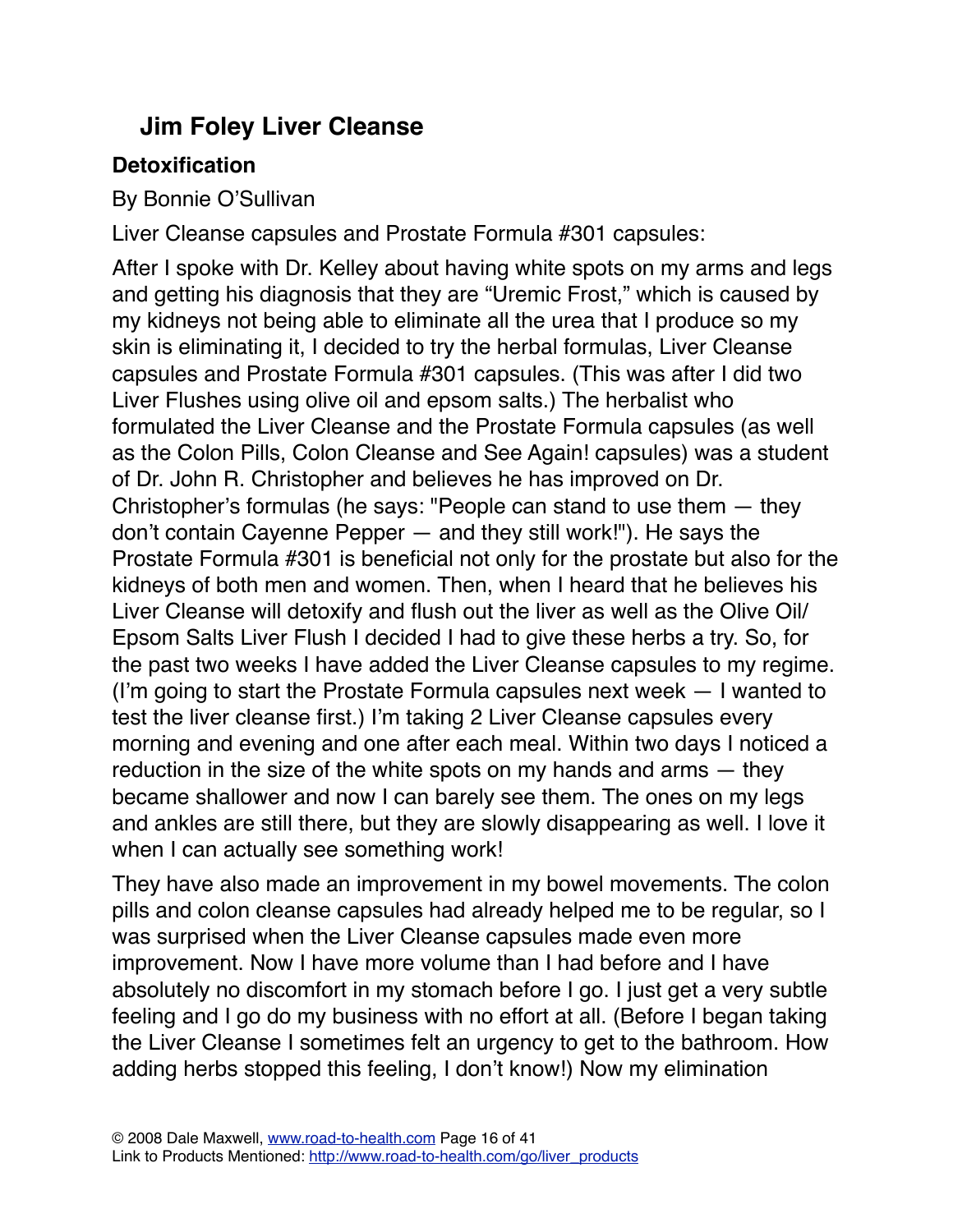## Jim Foley Liver Cleanse

### Detoxification

By Bonnie O'Sullivan

Liver Cleanse capsules and Prostate Formula #301 capsules:

After I spoke with Dr. Kelley about having white spots on my arms and legs and getting his diagnosis that they are "Uremic Frost," which is caused by my kidneys not being able to eliminate all the urea that I produce so my skin is eliminating it, I decided to try the herbal formulas, Liver Cleanse capsules and Prostate Formula #301 capsules. (This was after I did two Liver Flushes using olive oil and epsom salts.) The herbalist who formulated the Liver Cleanse and the Prostate Formula capsules (as well as the Colon Pills, Colon Cleanse and See Again! capsules) was a student of Dr. John R. Christopher and believes he has improved on Dr. Christopher's formulas (he says: "People can stand to use them — they don't contain Cayenne Pepper — and they still work!"). He says the Prostate Formula #301 is beneficial not only for the prostate but also for the kidneys of both men and women. Then, when I heard that he believes his Liver Cleanse will detoxify and flush out the liver as well as the Olive Oil/ Epsom Salts Liver Flush I decided I had to give these herbs a try. So, for the past two weeks I have added the Liver Cleanse capsules to my regime. (I'm going to start the Prostate Formula capsules next week — I wanted to test the liver cleanse first.) I'm taking 2 Liver Cleanse capsules every morning and evening and one after each meal. Within two days I noticed a reduction in the size of the white spots on my hands and arms — they became shallower and now I can barely see them. The ones on my legs and ankles are still there, but they are slowly disappearing as well. I love it when I can actually see something work!

They have also made an improvement in my bowel movements. The colon pills and colon cleanse capsules had already helped me to be regular, so I was surprised when the Liver Cleanse capsules made even more improvement. Now I have more volume than I had before and I have absolutely no discomfort in my stomach before I go. I just get a very subtle feeling and I go do my business with no effort at all. (Before I began taking the Liver Cleanse I sometimes felt an urgency to get to the bathroom. How adding herbs stopped this feeling, I don't know!) Now my elimination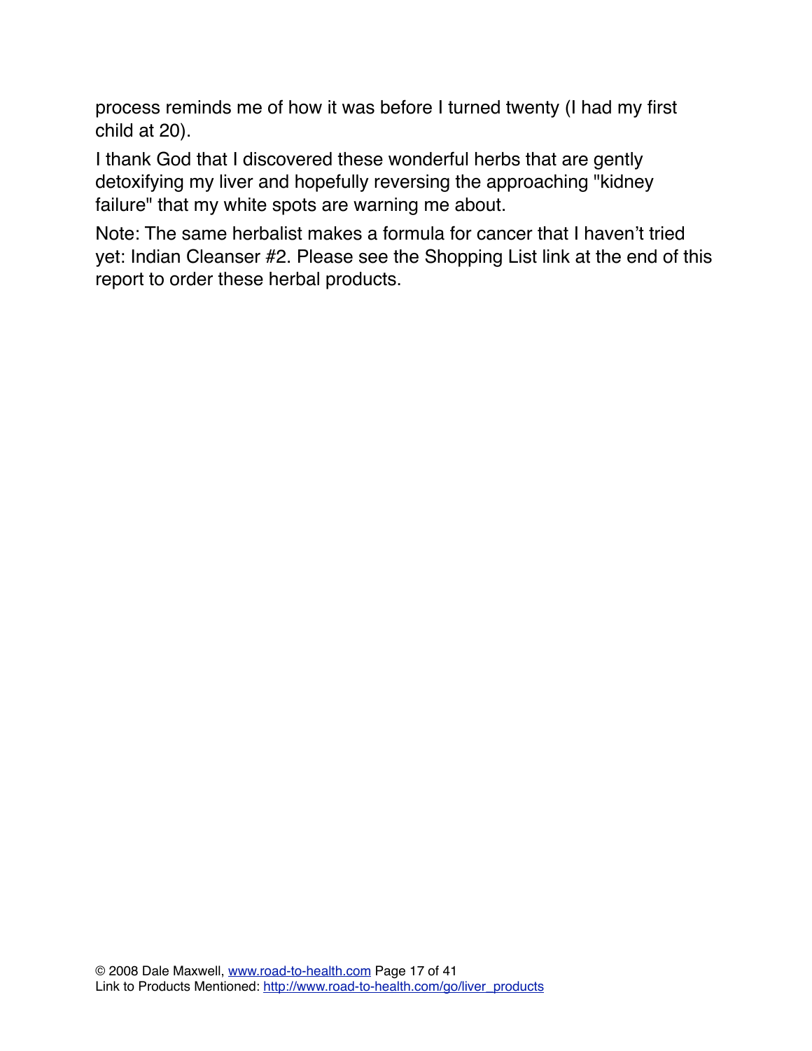process reminds me of how it was before I turned twenty (I had my first child at 20).

I thank God that I discovered these wonderful herbs that are gently detoxifying my liver and hopefully reversing the approaching "kidney failure" that my white spots are warning me about.

Note: The same herbalist makes a formula for cancer that I haven't tried yet: Indian Cleanser #2. Please see the Shopping List link at the end of this report to order these herbal products.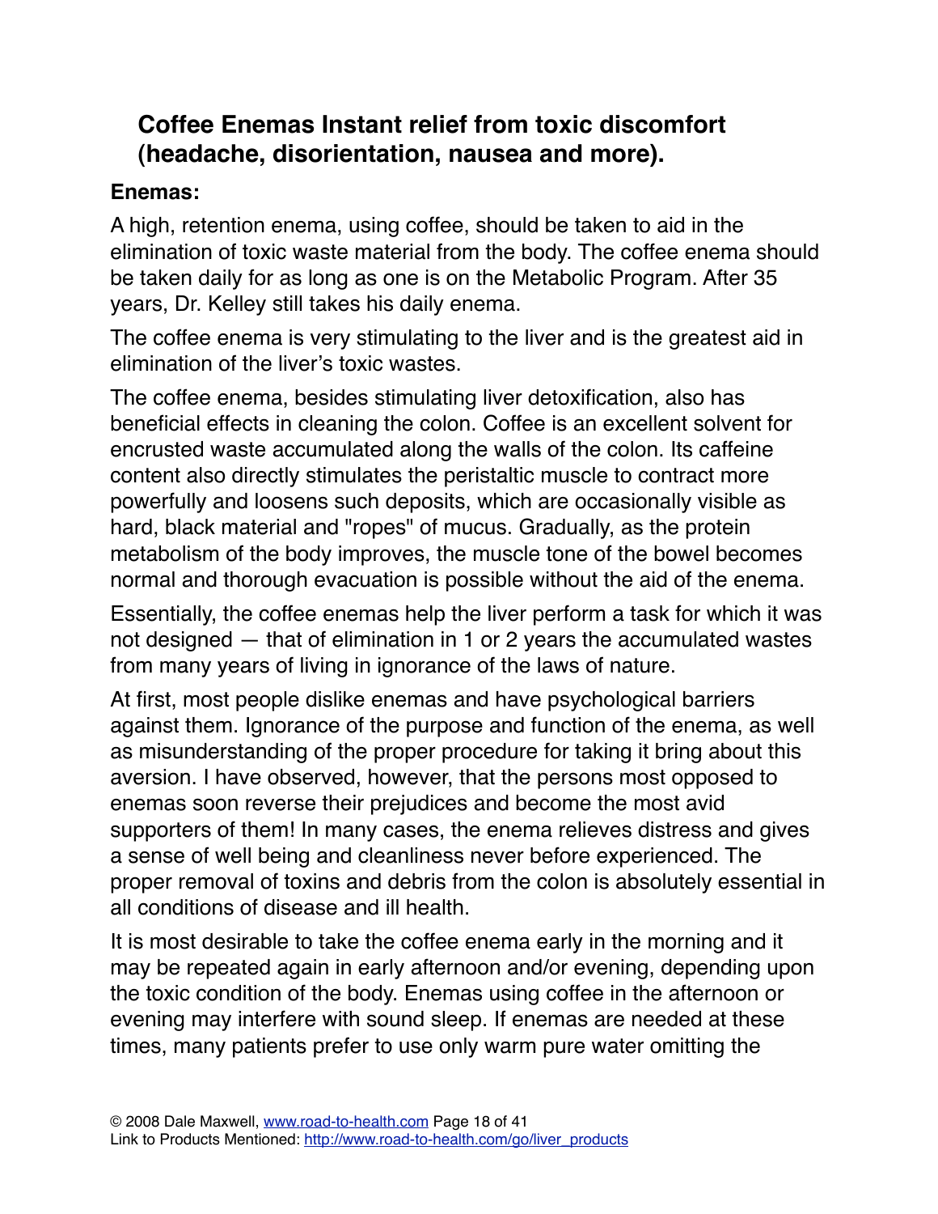## Coffee Enemas Instant relief from toxic discomfort (headache, disorientation, nausea and more).

### Enemas:

A high, retention enema, using coffee, should be taken to aid in the elimination of toxic waste material from the body. The coffee enema should be taken daily for as long as one is on the Metabolic Program. After 35 years, Dr. Kelley still takes his daily enema.

The coffee enema is very stimulating to the liver and is the greatest aid in elimination of the liver's toxic wastes.

The coffee enema, besides stimulating liver detoxification, also has beneficial effects in cleaning the colon. Coffee is an excellent solvent for encrusted waste accumulated along the walls of the colon. Its caffeine content also directly stimulates the peristaltic muscle to contract more powerfully and loosens such deposits, which are occasionally visible as hard, black material and "ropes" of mucus. Gradually, as the protein metabolism of the body improves, the muscle tone of the bowel becomes normal and thorough evacuation is possible without the aid of the enema.

Essentially, the coffee enemas help the liver perform a task for which it was not designed — that of elimination in 1 or 2 years the accumulated wastes from many years of living in ignorance of the laws of nature.

At first, most people dislike enemas and have psychological barriers against them. Ignorance of the purpose and function of the enema, as well as misunderstanding of the proper procedure for taking it bring about this aversion. I have observed, however, that the persons most opposed to enemas soon reverse their prejudices and become the most avid supporters of them! In many cases, the enema relieves distress and gives a sense of well being and cleanliness never before experienced. The proper removal of toxins and debris from the colon is absolutely essential in all conditions of disease and ill health.

It is most desirable to take the coffee enema early in the morning and it may be repeated again in early afternoon and/or evening, depending upon the toxic condition of the body. Enemas using coffee in the afternoon or evening may interfere with sound sleep. If enemas are needed at these times, many patients prefer to use only warm pure water omitting the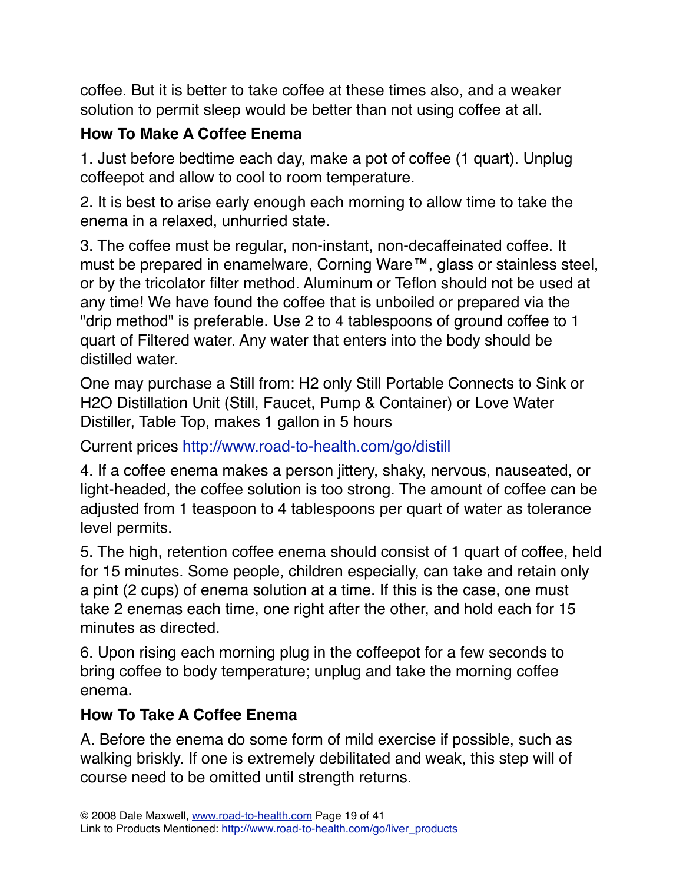coffee. But it is better to take coffee at these times also, and a weaker solution to permit sleep would be better than not using coffee at all.

**How To Make A Coffee Enema**

1. Just before bedtime each day, make a pot of coffee (1 quart). Unplug coffeepot and allow to cool to room temperature.

2. It is best to arise early enough each morning to allow time to take the enema in a relaxed, unhurried state.

3. The coffee must be regular, non-instant, non-decaffeinated coffee. It must be prepared in enamelware, Corning Ware™, glass or stainless steel, or by the tricolator filter method. Aluminum or Teflon should not be used at any time! We have found the coffee that is unboiled or prepared via the "drip method" is preferable. Use 2 to 4 tablespoons of ground coffee to 1 quart of Filtered water. Any water that enters into the body should be distilled water.

One may purchase a Still from: H2 only Still Portable Connects to Sink or H2O Distillation Unit (Still, Faucet, Pump & Container) or Love Water Distiller, Table Top, makes 1 gallon in 5 hours

Current prices [http://www.road-to-health.com/go/distill](http://www.road-to-health.com/go/distill)

4. If a coffee enema makes a person jittery, shaky, nervous, nauseated, or light-headed, the coffee solution is too strong. The amount of coffee can be adjusted from 1 teaspoon to 4 tablespoons per quart of water as tolerance level permits.

5. The high, retention coffee enema should consist of 1 quart of coffee, held for 15 minutes. Some people, children especially, can take and retain only a pint (2 cups) of enema solution at a time. If this is the case, one must take 2 enemas each time, one right after the other, and hold each for 15 minutes as directed.

6. Upon rising each morning plug in the coffeepot for a few seconds to bring coffee to body temperature; unplug and take the morning coffee enema.

**How To Take A Coffee Enema**

A. Before the enema do some form of mild exercise if possible, such as walking briskly. If one is extremely debilitated and weak, this step will of course need to be omitted until strength returns.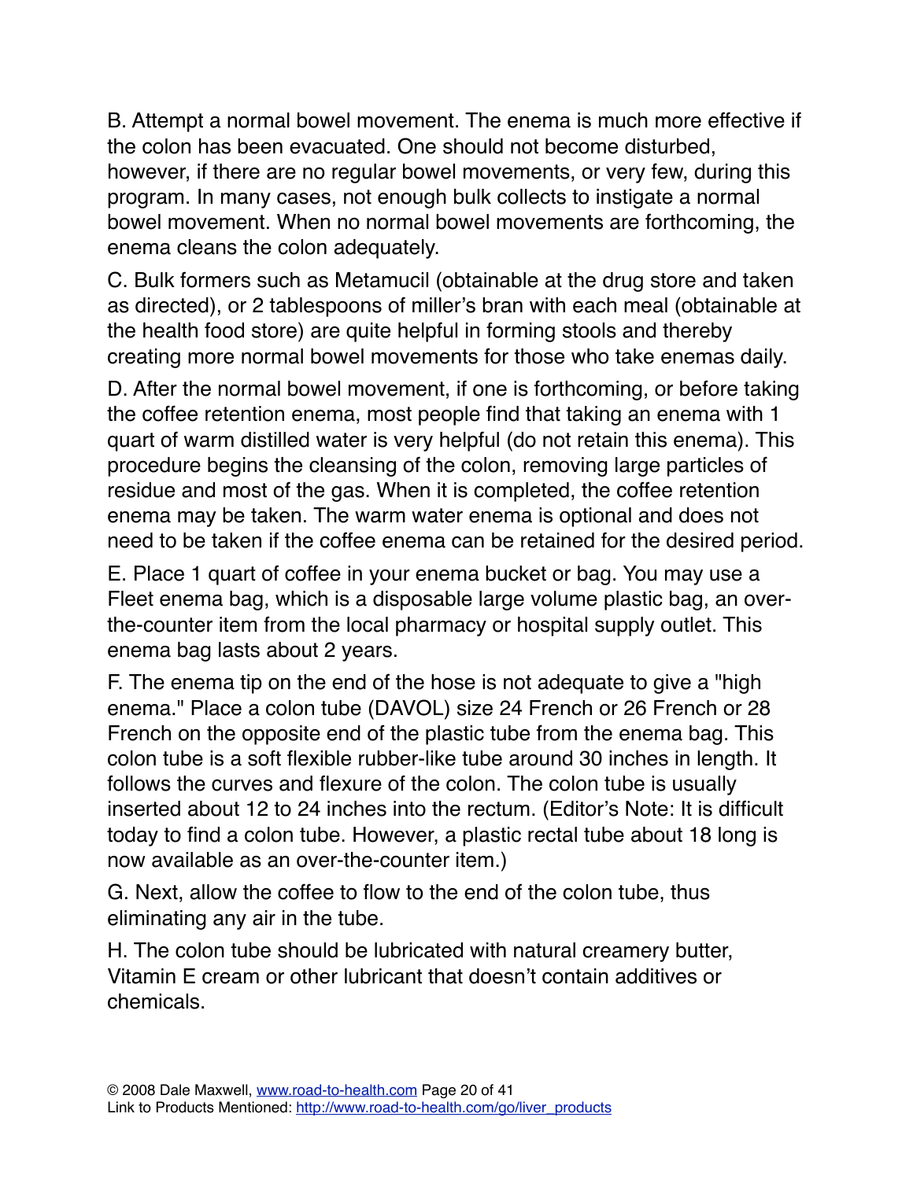B. Attempt a normal bowel movement. The enema is much more effective if the colon has been evacuated. One should not become disturbed, however, if there are no regular bowel movements, or very few, during this program. In many cases, not enough bulk collects to instigate a normal bowel movement. When no normal bowel movements are forthcoming, the enema cleans the colon adequately.

C. Bulk formers such as Metamucil (obtainable at the drug store and taken as directed), or 2 tablespoons of miller's bran with each meal (obtainable at the health food store) are quite helpful in forming stools and thereby creating more normal bowel movements for those who take enemas daily.

D. After the normal bowel movement, if one is forthcoming, or before taking the coffee retention enema, most people find that taking an enema with 1 quart of warm distilled water is very helpful (do not retain this enema). This procedure begins the cleansing of the colon, removing large particles of residue and most of the gas. When it is completed, the coffee retention enema may be taken. The warm water enema is optional and does not need to be taken if the coffee enema can be retained for the desired period.

E. Place 1 quart of coffee in your enema bucket or bag. You may use a Fleet enema bag, which is a disposable large volume plastic bag, an over-the-counter item from the local pharmacy or hospital supply outlet. This enema bag lasts about 2 years.

F. The enema tip on the end of the hose is not adequate to give a "high enema." Place a colon tube (DAVOL) size 24 French or 26 French or 28 French on the opposite end of the plastic tube from the enema bag. This colon tube is a soft flexible rubber-like tube around 30 inches in length. It follows the curves and flexure of the colon. The colon tube is usually inserted about 12 to 24 inches into the rectum. (Editor's Note: It is difficult today to find a colon tube. However, a plastic rectal tube about 18 long is now available as an over-the-counter item.)

G. Next, allow the coffee to flow to the end of the colon tube, thus eliminating any air in the tube.

H. The colon tube should be lubricated with natural creamery butter, Vitamin E cream or other lubricant that doesn't contain additives or chemicals.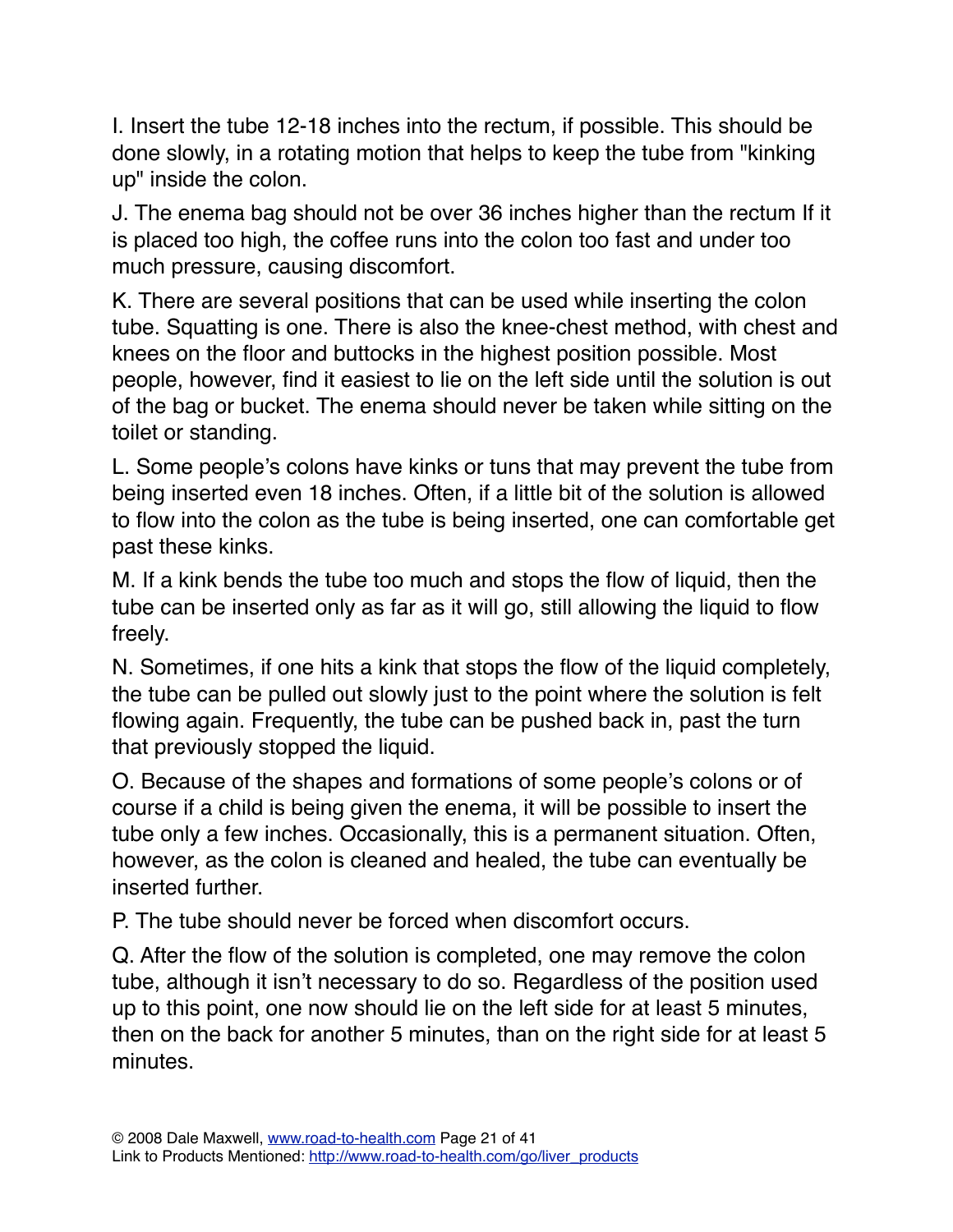I. Insert the tube 12-18 inches into the rectum, if possible. This should be done slowly, in a rotating motion that helps to keep the tube from "kinking up" inside the colon.

J. The enema bag should not be over 36 inches higher than the rectum If it is placed too high, the coffee runs into the colon too fast and under too much pressure, causing discomfort.

K. There are several positions that can be used while inserting the colon tube. Squatting is one. There is also the knee-chest method, with chest and knees on the floor and buttocks in the highest position possible. Most people, however, find it easiest to lie on the left side until the solution is out of the bag or bucket. The enema should never be taken while sitting on the toilet or standing.

L. Some people's colons have kinks or tuns that may prevent the tube from being inserted even 18 inches. Often, if a little bit of the solution is allowed to flow into the colon as the tube is being inserted, one can comfortable get past these kinks.

M. If a kink bends the tube too much and stops the flow of liquid, then the tube can be inserted only as far as it will go, still allowing the liquid to flow freely.

N. Sometimes, if one hits a kink that stops the flow of the liquid completely, the tube can be pulled out slowly just to the point where the solution is felt flowing again. Frequently, the tube can be pushed back in, past the turn that previously stopped the liquid.

O. Because of the shapes and formations of some people's colons or of course if a child is being given the enema, it will be possible to insert the tube only a few inches. Occasionally, this is a permanent situation. Often, however, as the colon is cleaned and healed, the tube can eventually be inserted further.

P. The tube should never be forced when discomfort occurs.

Q. After the flow of the solution is completed, one may remove the colon tube, although it isn't necessary to do so. Regardless of the position used up to this point, one now should lie on the left side for at least 5 minutes, then on the back for another 5 minutes, than on the right side for at least 5 minutes.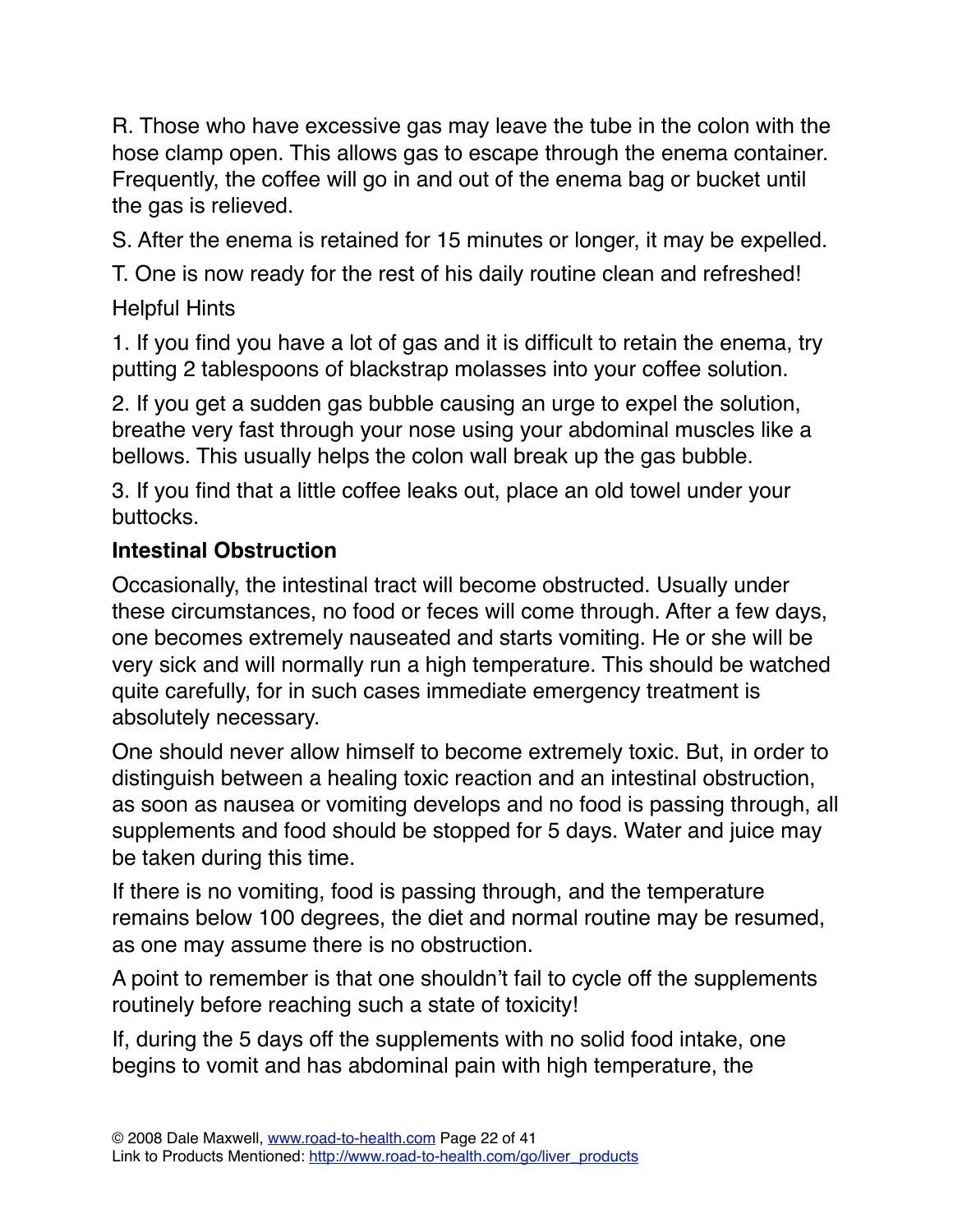R. Those who have excessive gas may leave the tube in the colon with the hose clamp open. This allows gas to escape through the enema container. Frequently, the coffee will go in and out of the enema bag or bucket until the gas is relieved.

S. After the enema is retained for 15 minutes or longer, it may be expelled.

T. One is now ready for the rest of his daily routine clean and refreshed!

Helpful Hints

1. If you find you have a lot of gas and it is difficult to retain the enema, try putting 2 tablespoons of blackstrap molasses into your coffee solution.

2. If you get a sudden gas bubble causing an urge to expel the solution, breathe very fast through your nose using your abdominal muscles like a bellows. This usually helps the colon wall break up the gas bubble.

3. If you find that a little coffee leaks out, place an old towel under your buttocks.

**Intestinal Obstruction**

Occasionally, the intestinal tract will become obstructed. Usually under these circumstances, no food or feces will come through. After a few days, one becomes extremely nauseated and starts vomiting. He or she will be very sick and will normally run a high temperature. This should be watched quite carefully, for in such cases immediate emergency treatment is absolutely necessary.

One should never allow himself to become extremely toxic. But, in order to distinguish between a healing toxic reaction and an intestinal obstruction, as soon as nausea or vomiting develops and no food is passing through, all supplements and food should be stopped for 5 days. Water and juice may be taken during this time.

If there is no vomiting, food is passing through, and the temperature remains below 100 degrees, the diet and normal routine may be resumed, as one may assume there is no obstruction.

A point to remember is that one shouldn't fail to cycle off the supplements routinely before reaching such a state of toxicity!

If, during the 5 days off the supplements with no solid food intake, one begins to vomit and has abdominal pain with high temperature, the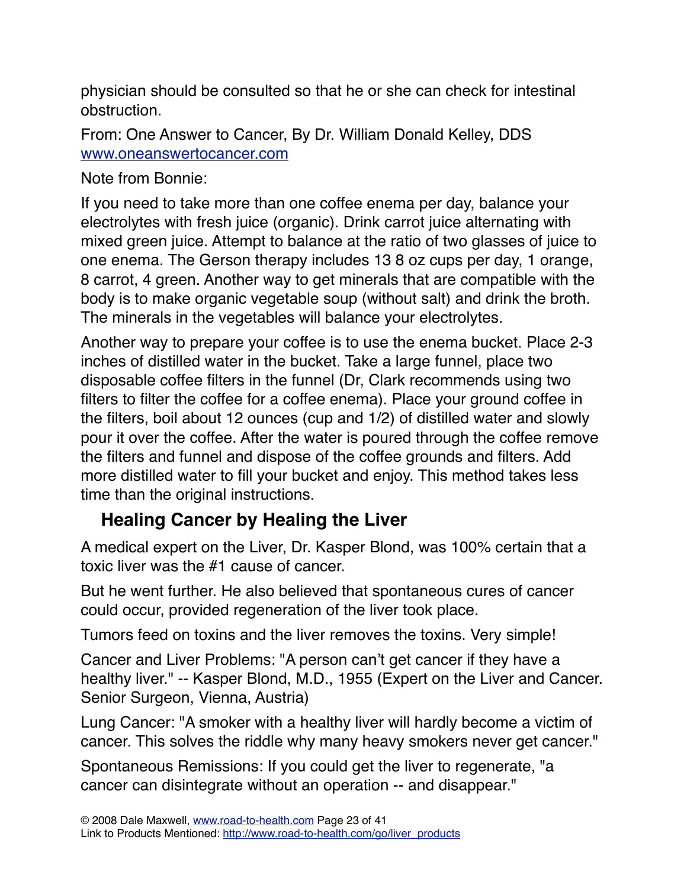physician should be consulted so that he or she can check for intestinal obstruction.

From: One Answer to Cancer, By Dr. William Donald Kelley, DDS
www.oneanswertocancer.com

Note from Bonnie:

If you need to take more than one coffee enema per day, balance your electrolytes with fresh juice (organic). Drink carrot juice alternating with mixed green juice. Attempt to balance at the ratio of two glasses of juice to one enema. The Gerson therapy includes 13 8 oz cups per day, 1 orange, 8 carrot, 4 green. Another way to get minerals that are compatible with the body is to make organic vegetable soup (without salt) and drink the broth. The minerals in the vegetables will balance your electrolytes.

Another way to prepare your coffee is to use the enema bucket. Place 2-3 inches of distilled water in the bucket. Take a large funnel, place two disposable coffee filters in the funnel (Dr, Clark recommends using two filters to filter the coffee for a coffee enema). Place your ground coffee in the filters, boil about 12 ounces (cup and 1/2) of distilled water and slowly pour it over the coffee. After the water is poured through the coffee remove the filters and funnel and dispose of the coffee grounds and filters. Add more distilled water to fill your bucket and enjoy. This method takes less time than the original instructions.

## Healing Cancer by Healing the Liver

A medical expert on the Liver, Dr. Kasper Blond, was 100% certain that a toxic liver was the #1 cause of cancer.

But he went further. He also believed that spontaneous cures of cancer could occur, provided regeneration of the liver took place.

Tumors feed on toxins and the liver removes the toxins. Very simple!

Cancer and Liver Problems: "A person can't get cancer if they have a healthy liver." -- Kasper Blond, M.D., 1955 (Expert on the Liver and Cancer. Senior Surgeon, Vienna, Austria)

Lung Cancer: "A smoker with a healthy liver will hardly become a victim of cancer. This solves the riddle why many heavy smokers never get cancer."

Spontaneous Remissions: If you could get the liver to regenerate, "a cancer can disintegrate without an operation -- and disappear."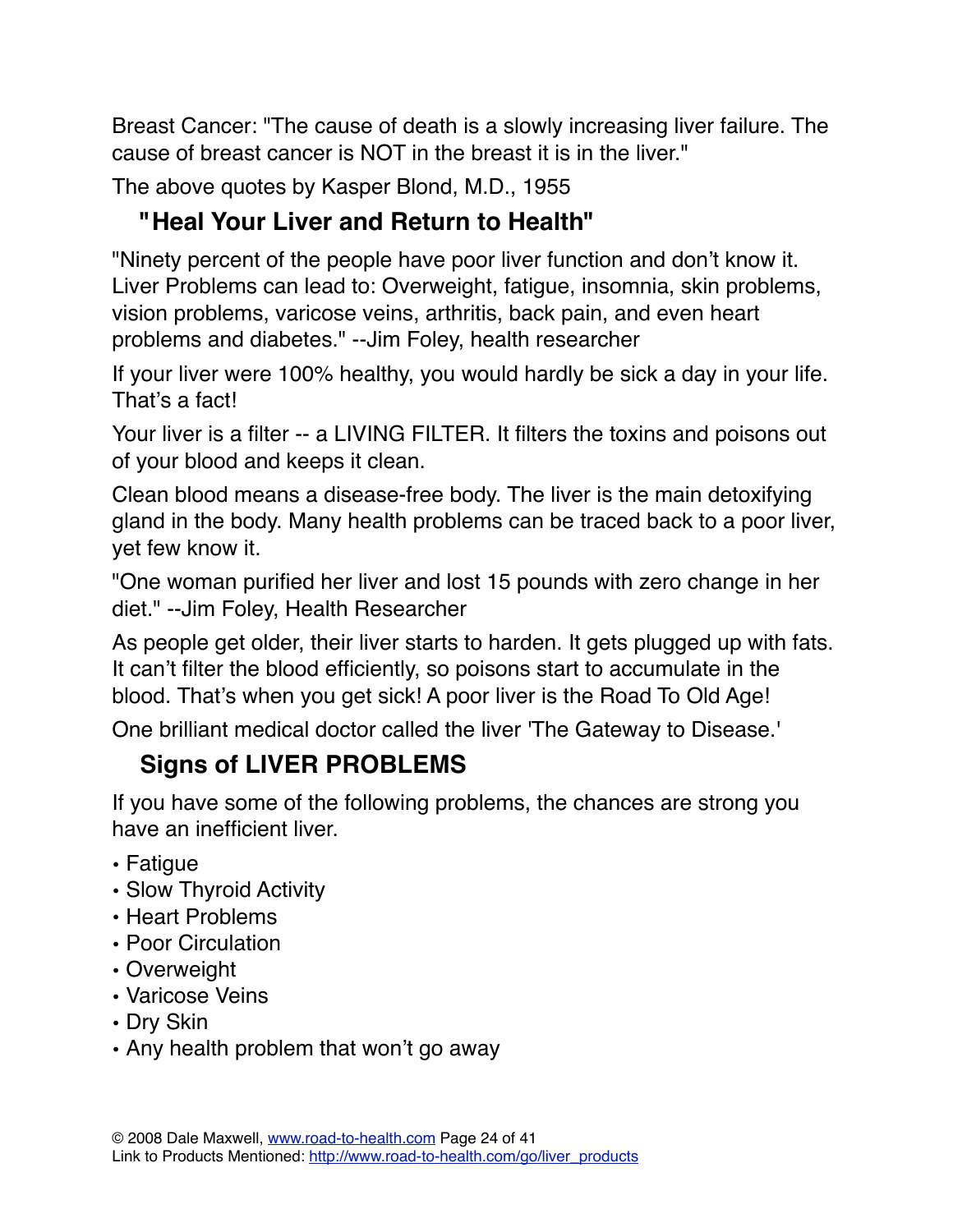Breast Cancer: "The cause of death is a slowly increasing liver failure. The cause of breast cancer is NOT in the breast it is in the liver."

The above quotes by Kasper Blond, M.D., 1955

## "Heal Your Liver and Return to Health"

"Ninety percent of the people have poor liver function and don't know it. Liver Problems can lead to: Overweight, fatigue, insomnia, skin problems, vision problems, varicose veins, arthritis, back pain, and even heart problems and diabetes." --Jim Foley, health researcher

If your liver were 100% healthy, you would hardly be sick a day in your life. That's a fact!

Your liver is a filter -- a LIVING FILTER. It filters the toxins and poisons out of your blood and keeps it clean.

Clean blood means a disease-free body. The liver is the main detoxifying gland in the body. Many health problems can be traced back to a poor liver, yet few know it.

"One woman purified her liver and lost 15 pounds with zero change in her diet." --Jim Foley, Health Researcher

As people get older, their liver starts to harden. It gets plugged up with fats. It can't filter the blood efficiently, so poisons start to accumulate in the blood. That's when you get sick! A poor liver is the Road To Old Age!

One brilliant medical doctor called the liver 'The Gateway to Disease.'

## Signs of LIVER PROBLEMS

If you have some of the following problems, the chances are strong you have an inefficient liver.

- Fatigue
- Slow Thyroid Activity
- Heart Problems
- Poor Circulation
- Overweight
- Varicose Veins
- Dry Skin
- Any health problem that won't go away

© 2008 Dale Maxwell, www.road-to-health.com
Link to Products Mentioned: http://www.road-to-health.com/go/liver_products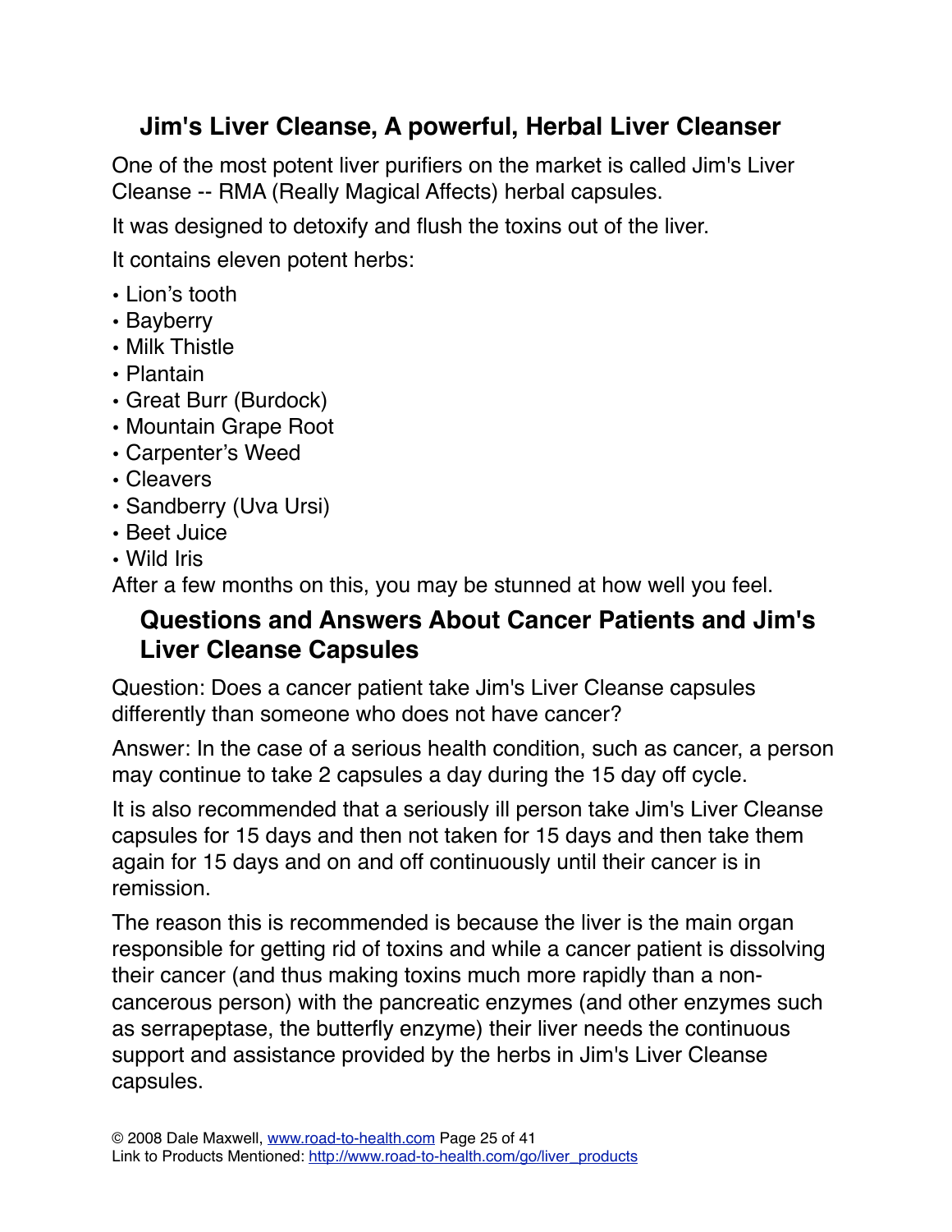## Jim's Liver Cleanse, A powerful, Herbal Liver Cleanser

One of the most potent liver purifiers on the market is called Jim's Liver Cleanse -- RMA (Really Magical Affects) herbal capsules.

It was designed to detoxify and flush the toxins out of the liver.

It contains eleven potent herbs:

- Lion's tooth
- Bayberry
- Milk Thistle
- Plantain
- Great Burr (Burdock)
- Mountain Grape Root
- Carpenter's Weed
- Cleavers
- Sandberry (Uva Ursi)
- Beet Juice
- Wild Iris

After a few months on this, you may be stunned at how well you feel.

## Questions and Answers About Cancer Patients and Jim's Liver Cleanse Capsules

Question: Does a cancer patient take Jim's Liver Cleanse capsules differently than someone who does not have cancer?

Answer: In the case of a serious health condition, such as cancer, a person may continue to take 2 capsules a day during the 15 day off cycle.

It is also recommended that a seriously ill person take Jim's Liver Cleanse capsules for 15 days and then not taken for 15 days and then take them again for 15 days and on and off continuously until their cancer is in remission.

The reason this is recommended is because the liver is the main organ responsible for getting rid of toxins and while a cancer patient is dissolving their cancer (and thus making toxins much more rapidly than a non-cancerous person) with the pancreatic enzymes (and other enzymes such as serrapeptase, the butterfly enzyme) their liver needs the continuous support and assistance provided by the herbs in Jim's Liver Cleanse capsules.

© 2008 Dale Maxwell, www.road-to-health.com
Link to Products Mentioned: http://www.road-to-health.com/go/liver_products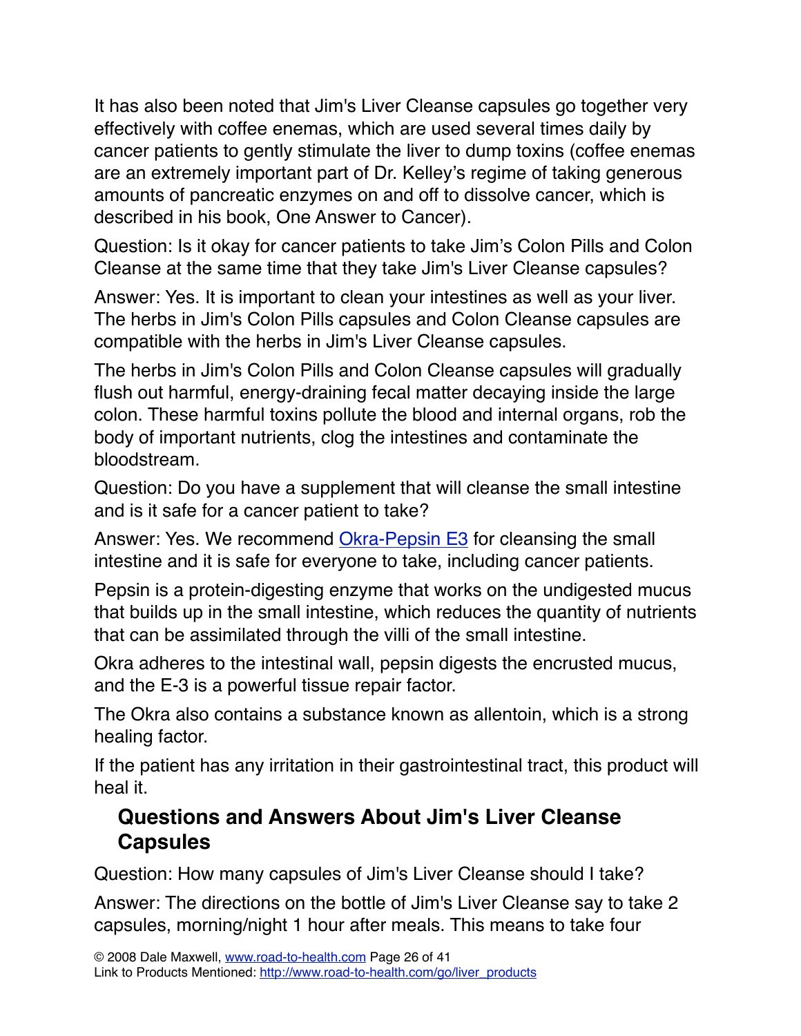It has also been noted that Jim's Liver Cleanse capsules go together very effectively with coffee enemas, which are used several times daily by cancer patients to gently stimulate the liver to dump toxins (coffee enemas are an extremely important part of Dr. Kelley's regime of taking generous amounts of pancreatic enzymes on and off to dissolve cancer, which is described in his book, One Answer to Cancer).

Question: Is it okay for cancer patients to take Jim's Colon Pills and Colon Cleanse at the same time that they take Jim's Liver Cleanse capsules?

Answer: Yes. It is important to clean your intestines as well as your liver. The herbs in Jim's Colon Pills capsules and Colon Cleanse capsules are compatible with the herbs in Jim's Liver Cleanse capsules.

The herbs in Jim's Colon Pills and Colon Cleanse capsules will gradually flush out harmful, energy-draining fecal matter decaying inside the large colon. These harmful toxins pollute the blood and internal organs, rob the body of important nutrients, clog the intestines and contaminate the bloodstream.

Question: Do you have a supplement that will cleanse the small intestine and is it safe for a cancer patient to take?

Answer: Yes. We recommend [Okra-Pepsin E3] for cleansing the small intestine and it is safe for everyone to take, including cancer patients.

Pepsin is a protein-digesting enzyme that works on the undigested mucus that builds up in the small intestine, which reduces the quantity of nutrients that can be assimilated through the villi of the small intestine.

Okra adheres to the intestinal wall, pepsin digests the encrusted mucus, and the E-3 is a powerful tissue repair factor.

The Okra also contains a substance known as allentoin, which is a strong healing factor.

If the patient has any irritation in their gastrointestinal tract, this product will heal it.

## Questions and Answers About Jim's Liver Cleanse Capsules

Question: How many capsules of Jim's Liver Cleanse should I take?

Answer: The directions on the bottle of Jim's Liver Cleanse say to take 2 capsules, morning/night 1 hour after meals. This means to take four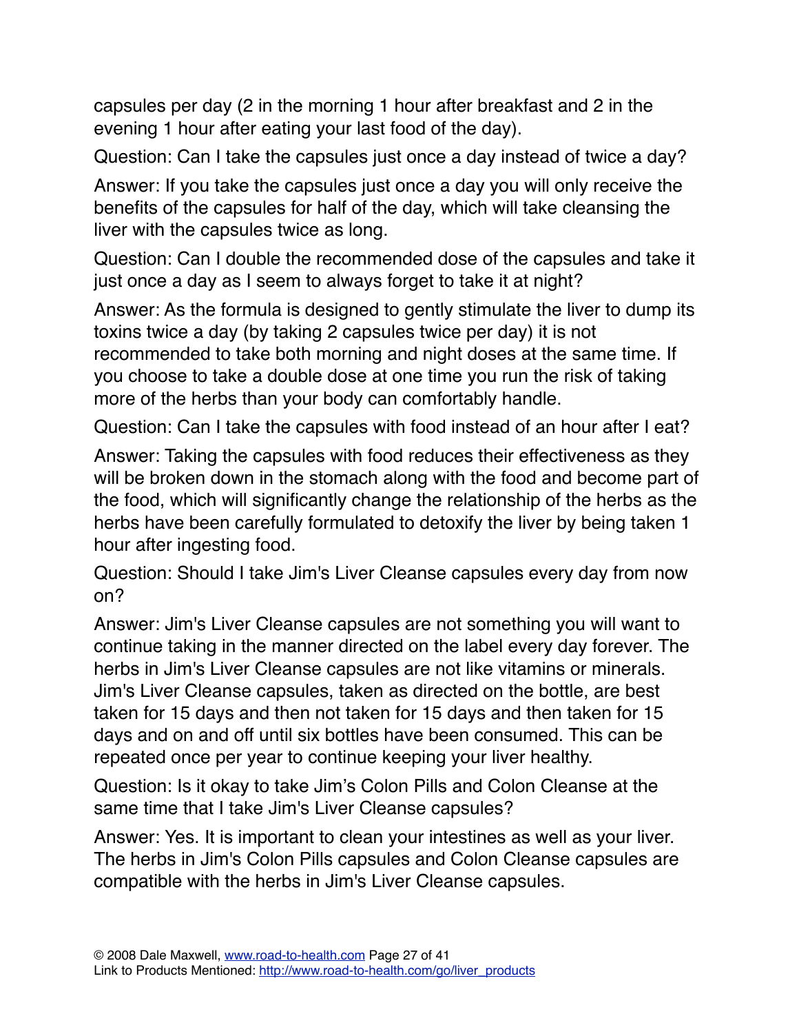capsules per day (2 in the morning 1 hour after breakfast and 2 in the evening 1 hour after eating your last food of the day).

Question: Can I take the capsules just once a day instead of twice a day?

Answer: If you take the capsules just once a day you will only receive the benefits of the capsules for half of the day, which will take cleansing the liver with the capsules twice as long.

Question: Can I double the recommended dose of the capsules and take it just once a day as I seem to always forget to take it at night?

Answer: As the formula is designed to gently stimulate the liver to dump its toxins twice a day (by taking 2 capsules twice per day) it is not recommended to take both morning and night doses at the same time. If you choose to take a double dose at one time you run the risk of taking more of the herbs than your body can comfortably handle.

Question: Can I take the capsules with food instead of an hour after I eat?

Answer: Taking the capsules with food reduces their effectiveness as they will be broken down in the stomach along with the food and become part of the food, which will significantly change the relationship of the herbs as the herbs have been carefully formulated to detoxify the liver by being taken 1 hour after ingesting food.

Question: Should I take Jim's Liver Cleanse capsules every day from now on?

Answer: Jim's Liver Cleanse capsules are not something you will want to continue taking in the manner directed on the label every day forever. The herbs in Jim's Liver Cleanse capsules are not like vitamins or minerals. Jim's Liver Cleanse capsules, taken as directed on the bottle, are best taken for 15 days and then not taken for 15 days and then taken for 15 days and on and off until six bottles have been consumed. This can be repeated once per year to continue keeping your liver healthy.

Question: Is it okay to take Jim's Colon Pills and Colon Cleanse at the same time that I take Jim's Liver Cleanse capsules?

Answer: Yes. It is important to clean your intestines as well as your liver. The herbs in Jim's Colon Pills capsules and Colon Cleanse capsules are compatible with the herbs in Jim's Liver Cleanse capsules.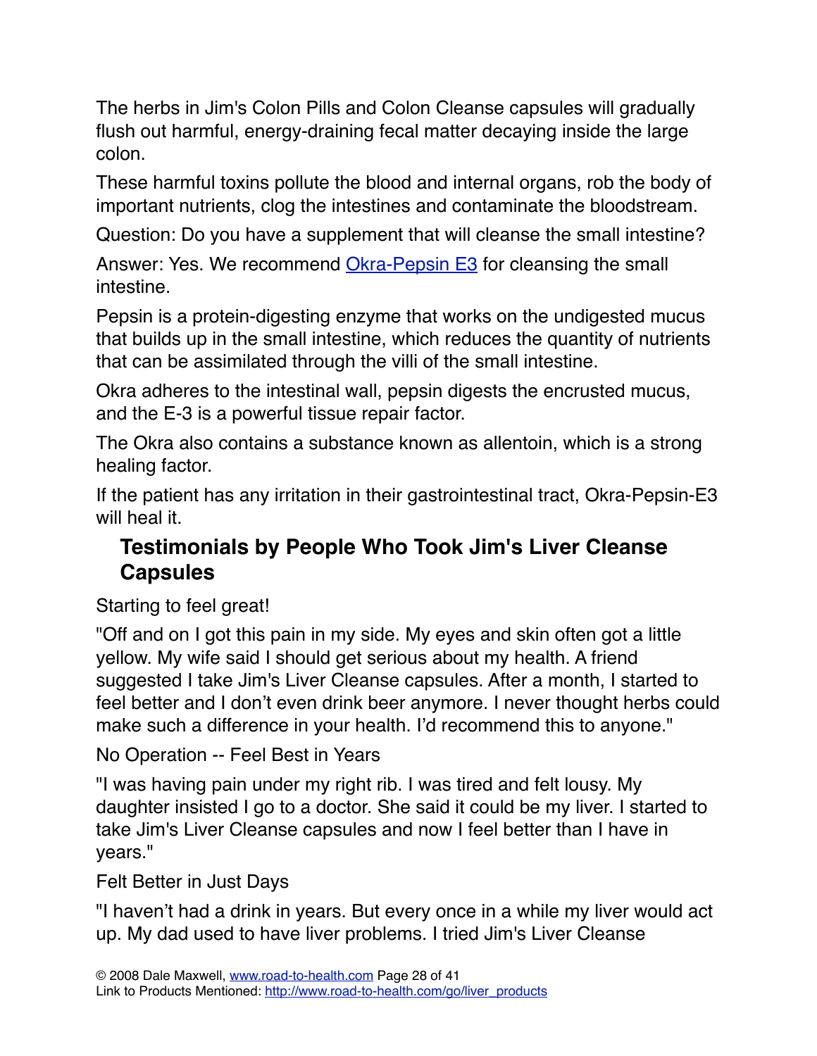The herbs in Jim's Colon Pills and Colon Cleanse capsules will gradually flush out harmful, energy-draining fecal matter decaying inside the large colon.

These harmful toxins pollute the blood and internal organs, rob the body of important nutrients, clog the intestines and contaminate the bloodstream.

Question: Do you have a supplement that will cleanse the small intestine?

Answer: Yes. We recommend [Okra-Pepsin E3]() for cleansing the small intestine.

Pepsin is a protein-digesting enzyme that works on the undigested mucus that builds up in the small intestine, which reduces the quantity of nutrients that can be assimilated through the villi of the small intestine.

Okra adheres to the intestinal wall, pepsin digests the encrusted mucus, and the E-3 is a powerful tissue repair factor.

The Okra also contains a substance known as allentoin, which is a strong healing factor.

If the patient has any irritation in their gastrointestinal tract, Okra-Pepsin-E3 will heal it.

## Testimonials by People Who Took Jim's Liver Cleanse Capsules

Starting to feel great!

"Off and on I got this pain in my side. My eyes and skin often got a little yellow. My wife said I should get serious about my health. A friend suggested I take Jim's Liver Cleanse capsules. After a month, I started to feel better and I don't even drink beer anymore. I never thought herbs could make such a difference in your health. I'd recommend this to anyone."

No Operation -- Feel Best in Years

"I was having pain under my right rib. I was tired and felt lousy. My daughter insisted I go to a doctor. She said it could be my liver. I started to take Jim's Liver Cleanse capsules and now I feel better than I have in years."

Felt Better in Just Days

"I haven't had a drink in years. But every once in a while my liver would act up. My dad used to have liver problems. I tried Jim's Liver Cleanse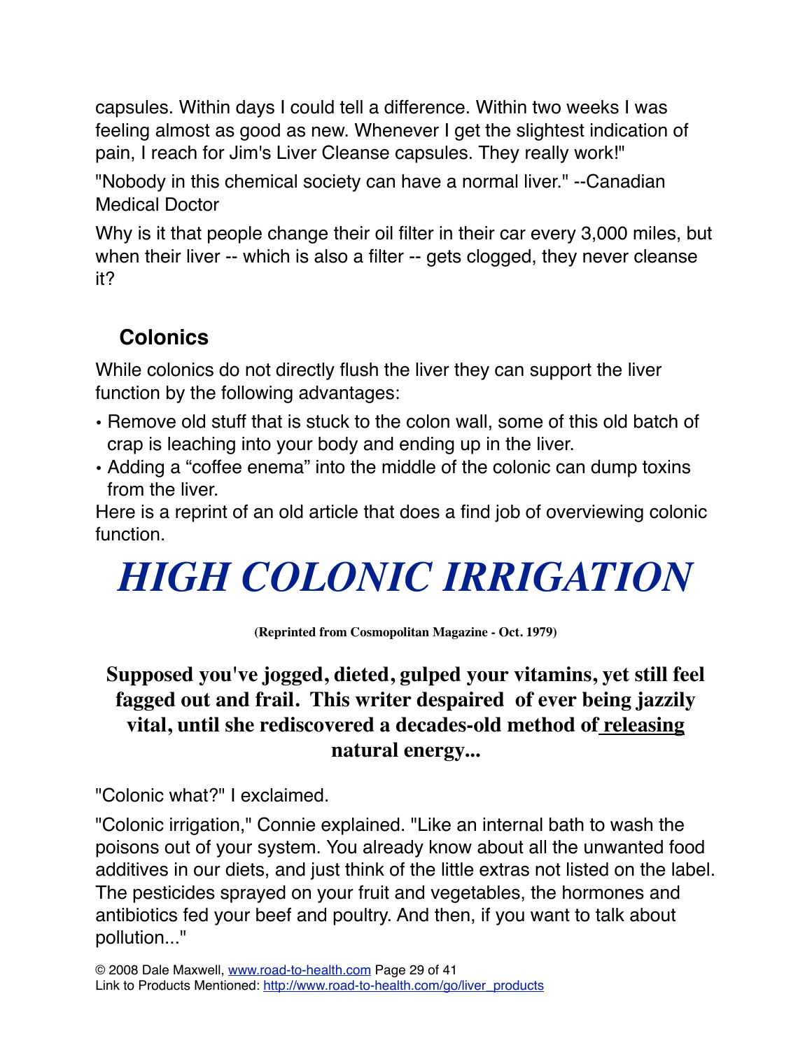capsules. Within days I could tell a difference. Within two weeks I was feeling almost as good as new. Whenever I get the slightest indication of pain, I reach for Jim's Liver Cleanse capsules. They really work!"

"Nobody in this chemical society can have a normal liver." --Canadian Medical Doctor

Why is it that people change their oil filter in their car every 3,000 miles, but when their liver -- which is also a filter -- gets clogged, they never cleanse it?

### Colonics

While colonics do not directly flush the liver they can support the liver function by the following advantages:

- Remove old stuff that is stuck to the colon wall, some of this old batch of crap is leaching into your body and ending up in the liver.
- Adding a "coffee enema" into the middle of the colonic can dump toxins from the liver.

Here is a reprint of an old article that does a find job of overviewing colonic function.

# *HIGH COLONIC IRRIGATION*

**(Reprinted from Cosmopolitan Magazine - Oct. 1979)**

**Supposed you've jogged, dieted, gulped your vitamins, yet still feel fagged out and frail. This writer despaired of ever being jazzily vital, until she rediscovered a decades-old method of <u>releasing</u> natural energy...**

"Colonic what?" I exclaimed.

"Colonic irrigation," Connie explained. "Like an internal bath to wash the poisons out of your system. You already know about all the unwanted food additives in our diets, and just think of the little extras not listed on the label. The pesticides sprayed on your fruit and vegetables, the hormones and antibiotics fed your beef and poultry. And then, if you want to talk about pollution..."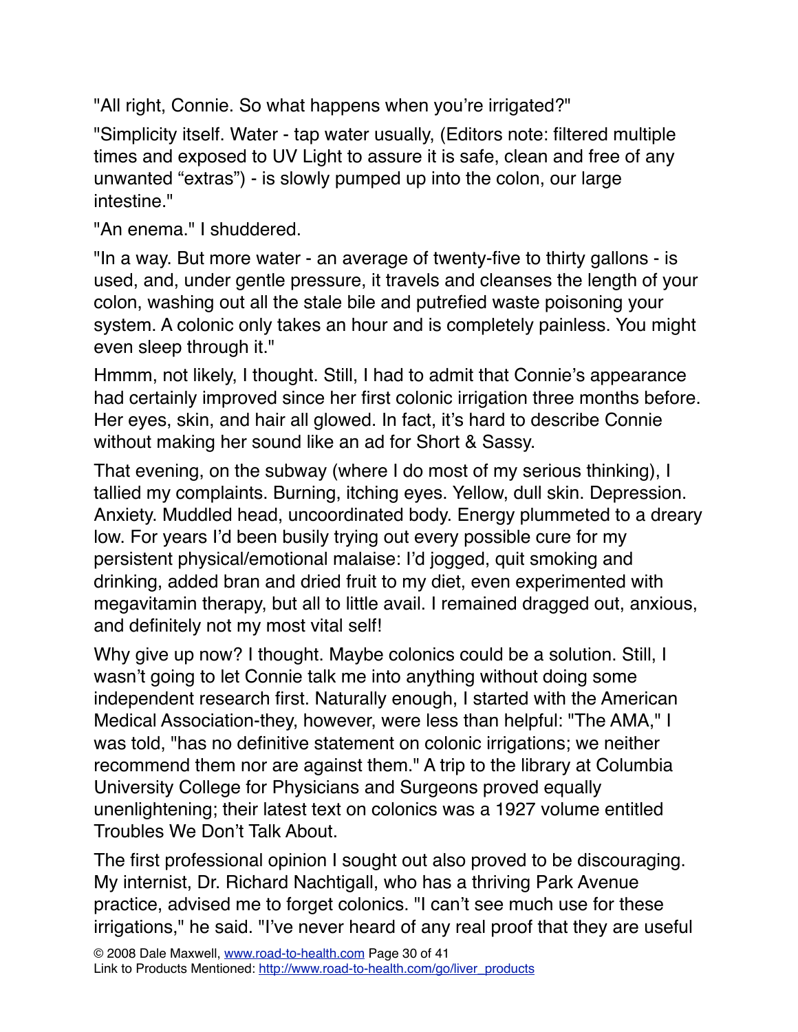"All right, Connie. So what happens when you're irrigated?"

"Simplicity itself. Water - tap water usually, (Editors note: filtered multiple times and exposed to UV Light to assure it is safe, clean and free of any unwanted "extras") - is slowly pumped up into the colon, our large intestine."

"An enema." I shuddered.

"In a way. But more water - an average of twenty-five to thirty gallons - is used, and, under gentle pressure, it travels and cleanses the length of your colon, washing out all the stale bile and putrefied waste poisoning your system. A colonic only takes an hour and is completely painless. You might even sleep through it."

Hmmm, not likely, I thought. Still, I had to admit that Connie's appearance had certainly improved since her first colonic irrigation three months before. Her eyes, skin, and hair all glowed. In fact, it's hard to describe Connie without making her sound like an ad for Short & Sassy.

That evening, on the subway (where I do most of my serious thinking), I tallied my complaints. Burning, itching eyes. Yellow, dull skin. Depression. Anxiety. Muddled head, uncoordinated body. Energy plummeted to a dreary low. For years I'd been busily trying out every possible cure for my persistent physical/emotional malaise: I'd jogged, quit smoking and drinking, added bran and dried fruit to my diet, even experimented with megavitamin therapy, but all to little avail. I remained dragged out, anxious, and definitely not my most vital self!

Why give up now? I thought. Maybe colonics could be a solution. Still, I wasn't going to let Connie talk me into anything without doing some independent research first. Naturally enough, I started with the American Medical Association-they, however, were less than helpful: "The AMA," I was told, "has no definitive statement on colonic irrigations; we neither recommend them nor are against them." A trip to the library at Columbia University College for Physicians and Surgeons proved equally unenlightening; their latest text on colonics was a 1927 volume entitled Troubles We Don't Talk About.

The first professional opinion I sought out also proved to be discouraging. My internist, Dr. Richard Nachtigall, who has a thriving Park Avenue practice, advised me to forget colonics. "I can't see much use for these irrigations," he said. "I've never heard of any real proof that they are useful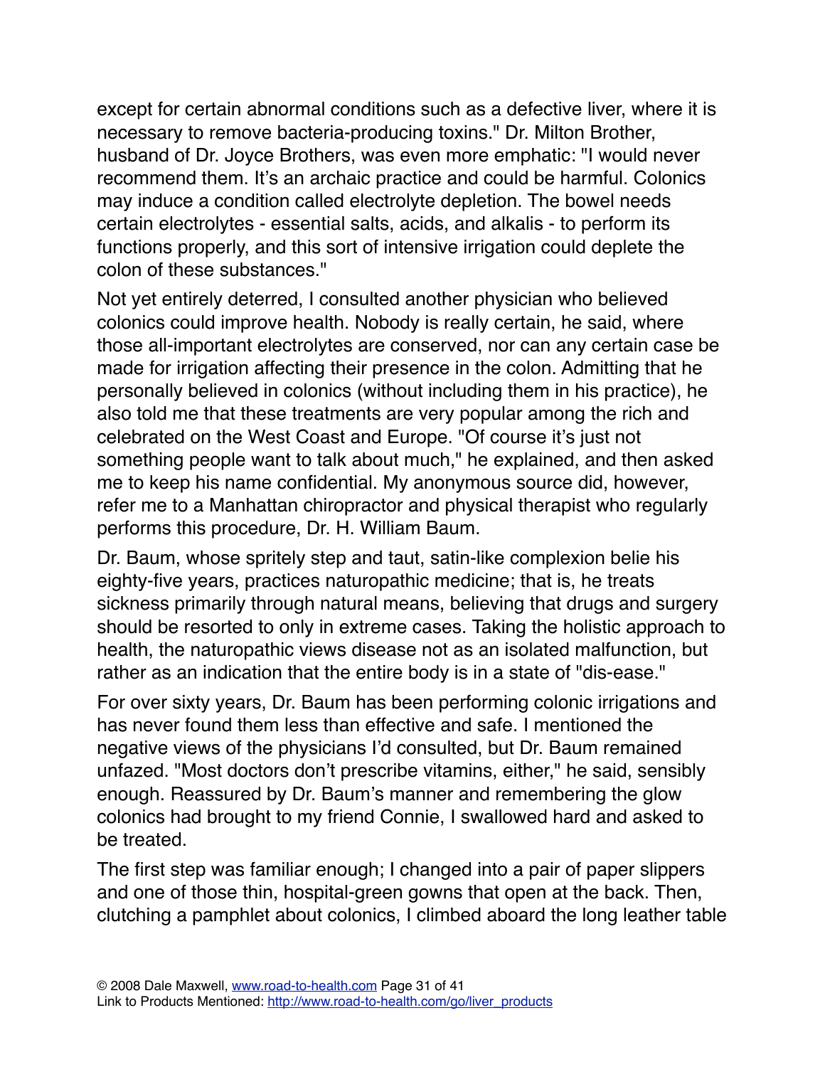except for certain abnormal conditions such as a defective liver, where it is necessary to remove bacteria-producing toxins." Dr. Milton Brother, husband of Dr. Joyce Brothers, was even more emphatic: "I would never recommend them. It's an archaic practice and could be harmful. Colonics may induce a condition called electrolyte depletion. The bowel needs certain electrolytes - essential salts, acids, and alkalis - to perform its functions properly, and this sort of intensive irrigation could deplete the colon of these substances."

Not yet entirely deterred, I consulted another physician who believed colonics could improve health. Nobody is really certain, he said, where those all-important electrolytes are conserved, nor can any certain case be made for irrigation affecting their presence in the colon. Admitting that he personally believed in colonics (without including them in his practice), he also told me that these treatments are very popular among the rich and celebrated on the West Coast and Europe. "Of course it's just not something people want to talk about much," he explained, and then asked me to keep his name confidential. My anonymous source did, however, refer me to a Manhattan chiropractor and physical therapist who regularly performs this procedure, Dr. H. William Baum.

Dr. Baum, whose spritely step and taut, satin-like complexion belie his eighty-five years, practices naturopathic medicine; that is, he treats sickness primarily through natural means, believing that drugs and surgery should be resorted to only in extreme cases. Taking the holistic approach to health, the naturopathic views disease not as an isolated malfunction, but rather as an indication that the entire body is in a state of "dis-ease."

For over sixty years, Dr. Baum has been performing colonic irrigations and has never found them less than effective and safe. I mentioned the negative views of the physicians I'd consulted, but Dr. Baum remained unfazed. "Most doctors don't prescribe vitamins, either," he said, sensibly enough. Reassured by Dr. Baum's manner and remembering the glow colonics had brought to my friend Connie, I swallowed hard and asked to be treated.

The first step was familiar enough; I changed into a pair of paper slippers and one of those thin, hospital-green gowns that open at the back. Then, clutching a pamphlet about colonics, I climbed aboard the long leather table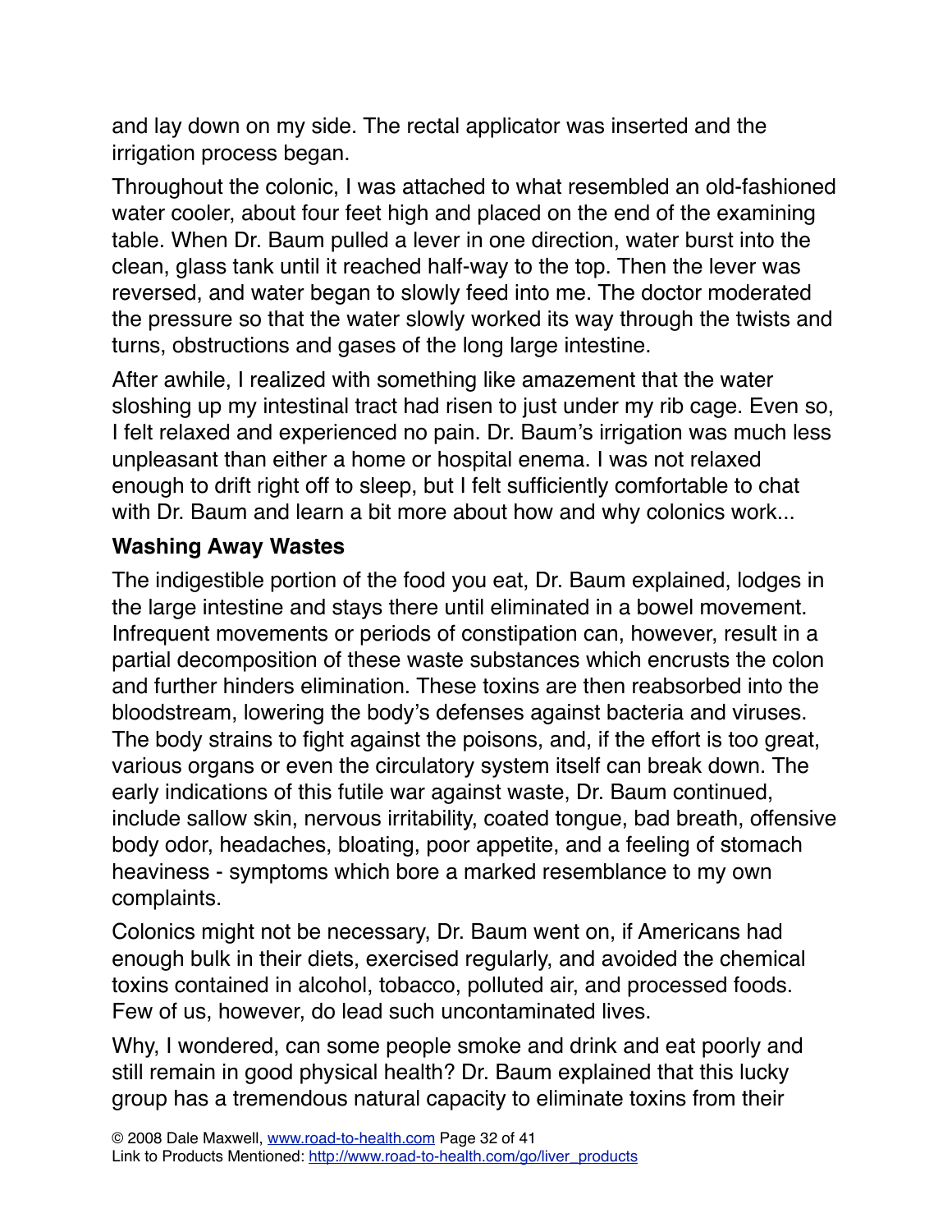and lay down on my side. The rectal applicator was inserted and the irrigation process began.

Throughout the colonic, I was attached to what resembled an old-fashioned water cooler, about four feet high and placed on the end of the examining table. When Dr. Baum pulled a lever in one direction, water burst into the clean, glass tank until it reached half-way to the top. Then the lever was reversed, and water began to slowly feed into me. The doctor moderated the pressure so that the water slowly worked its way through the twists and turns, obstructions and gases of the long large intestine.

After awhile, I realized with something like amazement that the water sloshing up my intestinal tract had risen to just under my rib cage. Even so, I felt relaxed and experienced no pain. Dr. Baum's irrigation was much less unpleasant than either a home or hospital enema. I was not relaxed enough to drift right off to sleep, but I felt sufficiently comfortable to chat with Dr. Baum and learn a bit more about how and why colonics work...

**Washing Away Wastes**

The indigestible portion of the food you eat, Dr. Baum explained, lodges in the large intestine and stays there until eliminated in a bowel movement. Infrequent movements or periods of constipation can, however, result in a partial decomposition of these waste substances which encrusts the colon and further hinders elimination. These toxins are then reabsorbed into the bloodstream, lowering the body's defenses against bacteria and viruses. The body strains to fight against the poisons, and, if the effort is too great, various organs or even the circulatory system itself can break down. The early indications of this futile war against waste, Dr. Baum continued, include sallow skin, nervous irritability, coated tongue, bad breath, offensive body odor, headaches, bloating, poor appetite, and a feeling of stomach heaviness - symptoms which bore a marked resemblance to my own complaints.

Colonics might not be necessary, Dr. Baum went on, if Americans had enough bulk in their diets, exercised regularly, and avoided the chemical toxins contained in alcohol, tobacco, polluted air, and processed foods. Few of us, however, do lead such uncontaminated lives.

Why, I wondered, can some people smoke and drink and eat poorly and still remain in good physical health? Dr. Baum explained that this lucky group has a tremendous natural capacity to eliminate toxins from their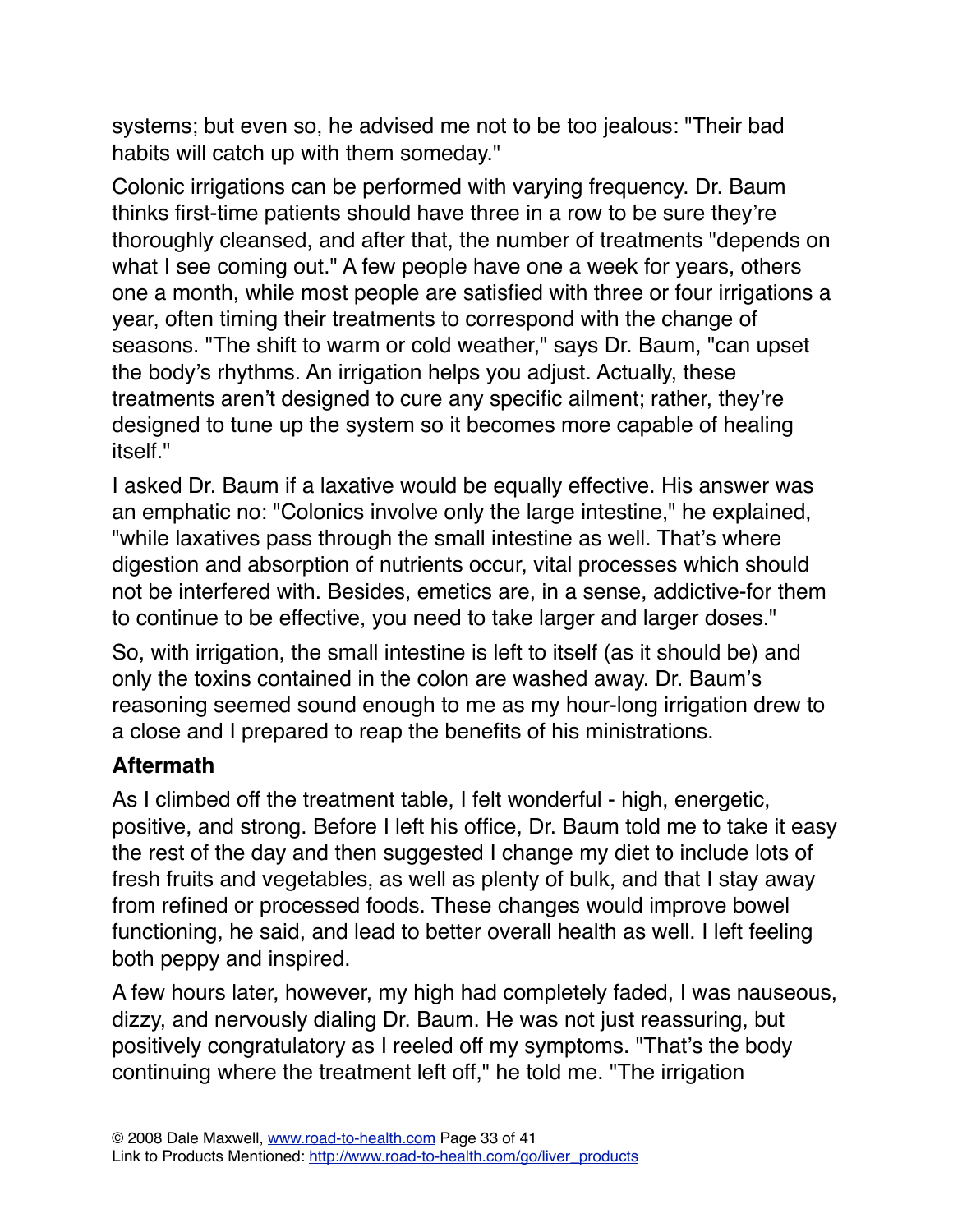systems; but even so, he advised me not to be too jealous: "Their bad habits will catch up with them someday."

Colonic irrigations can be performed with varying frequency. Dr. Baum thinks first-time patients should have three in a row to be sure they're thoroughly cleansed, and after that, the number of treatments "depends on what I see coming out." A few people have one a week for years, others one a month, while most people are satisfied with three or four irrigations a year, often timing their treatments to correspond with the change of seasons. "The shift to warm or cold weather," says Dr. Baum, "can upset the body's rhythms. An irrigation helps you adjust. Actually, these treatments aren't designed to cure any specific ailment; rather, they're designed to tune up the system so it becomes more capable of healing itself."

I asked Dr. Baum if a laxative would be equally effective. His answer was an emphatic no: "Colonics involve only the large intestine," he explained, "while laxatives pass through the small intestine as well. That's where digestion and absorption of nutrients occur, vital processes which should not be interfered with. Besides, emetics are, in a sense, addictive-for them to continue to be effective, you need to take larger and larger doses."

So, with irrigation, the small intestine is left to itself (as it should be) and only the toxins contained in the colon are washed away. Dr. Baum's reasoning seemed sound enough to me as my hour-long irrigation drew to a close and I prepared to reap the benefits of his ministrations.

### Aftermath

As I climbed off the treatment table, I felt wonderful - high, energetic, positive, and strong. Before I left his office, Dr. Baum told me to take it easy the rest of the day and then suggested I change my diet to include lots of fresh fruits and vegetables, as well as plenty of bulk, and that I stay away from refined or processed foods. These changes would improve bowel functioning, he said, and lead to better overall health as well. I left feeling both peppy and inspired.

A few hours later, however, my high had completely faded, I was nauseous, dizzy, and nervously dialing Dr. Baum. He was not just reassuring, but positively congratulatory as I reeled off my symptoms. "That's the body continuing where the treatment left off," he told me. "The irrigation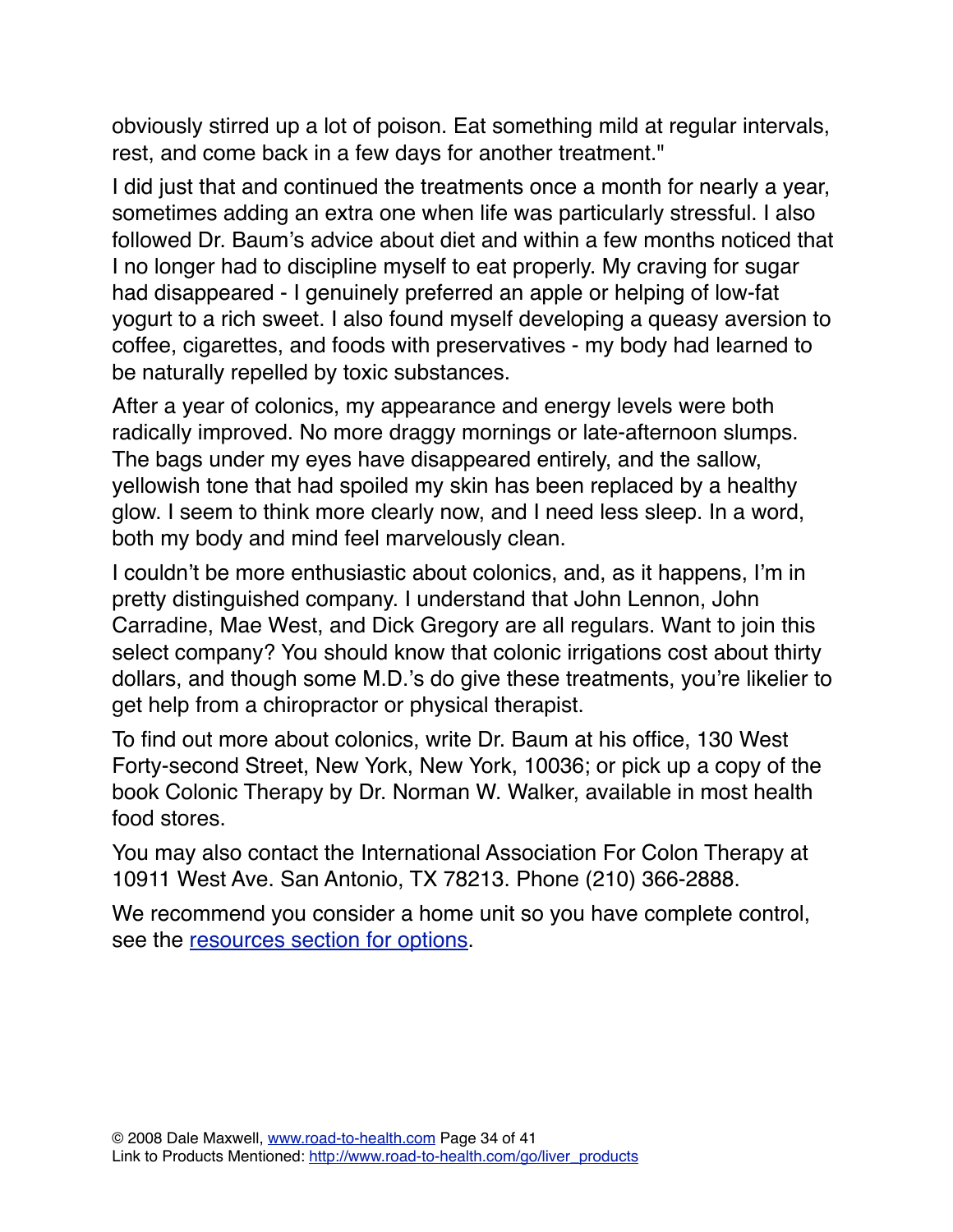obviously stirred up a lot of poison. Eat something mild at regular intervals, rest, and come back in a few days for another treatment."

I did just that and continued the treatments once a month for nearly a year, sometimes adding an extra one when life was particularly stressful. I also followed Dr. Baum's advice about diet and within a few months noticed that I no longer had to discipline myself to eat properly. My craving for sugar had disappeared - I genuinely preferred an apple or helping of low-fat yogurt to a rich sweet. I also found myself developing a queasy aversion to coffee, cigarettes, and foods with preservatives - my body had learned to be naturally repelled by toxic substances.

After a year of colonics, my appearance and energy levels were both radically improved. No more draggy mornings or late-afternoon slumps. The bags under my eyes have disappeared entirely, and the sallow, yellowish tone that had spoiled my skin has been replaced by a healthy glow. I seem to think more clearly now, and I need less sleep. In a word, both my body and mind feel marvelously clean.

I couldn't be more enthusiastic about colonics, and, as it happens, I'm in pretty distinguished company. I understand that John Lennon, John Carradine, Mae West, and Dick Gregory are all regulars. Want to join this select company? You should know that colonic irrigations cost about thirty dollars, and though some M.D.'s do give these treatments, you're likelier to get help from a chiropractor or physical therapist.

To find out more about colonics, write Dr. Baum at his office, 130 West Forty-second Street, New York, New York, 10036; or pick up a copy of the book Colonic Therapy by Dr. Norman W. Walker, available in most health food stores.

You may also contact the International Association For Colon Therapy at 10911 West Ave. San Antonio, TX 78213. Phone (210) 366-2888.

We recommend you consider a home unit so you have complete control, see the [resources section for options](resources section for options).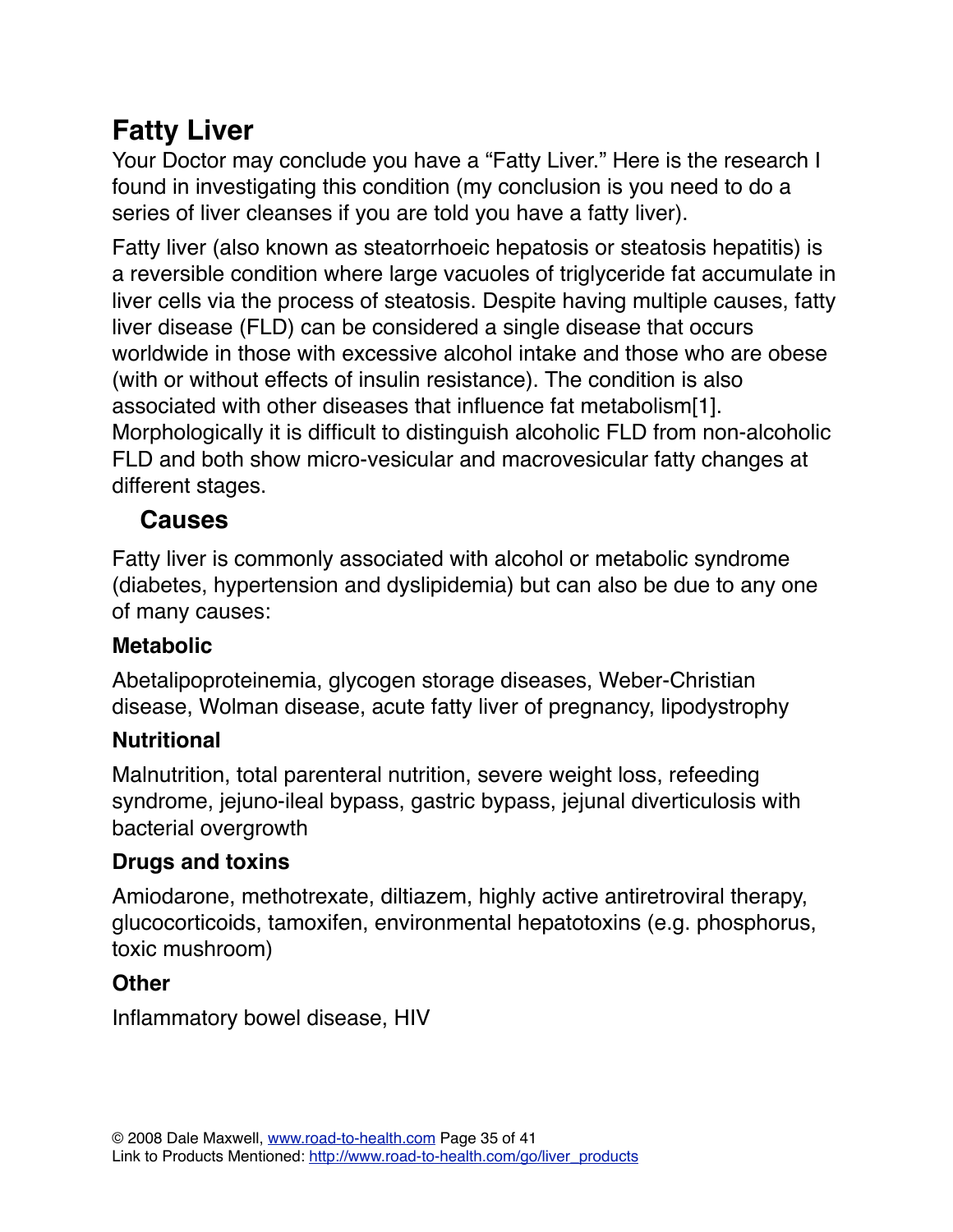# Fatty Liver

Your Doctor may conclude you have a "Fatty Liver." Here is the research I found in investigating this condition (my conclusion is you need to do a series of liver cleanses if you are told you have a fatty liver).

Fatty liver (also known as steatorrhoeic hepatosis or steatosis hepatitis) is a reversible condition where large vacuoles of triglyceride fat accumulate in liver cells via the process of steatosis. Despite having multiple causes, fatty liver disease (FLD) can be considered a single disease that occurs worldwide in those with excessive alcohol intake and those who are obese (with or without effects of insulin resistance). The condition is also associated with other diseases that influence fat metabolism[1]. Morphologically it is difficult to distinguish alcoholic FLD from non-alcoholic FLD and both show micro-vesicular and macrovesicular fatty changes at different stages.

## Causes

Fatty liver is commonly associated with alcohol or metabolic syndrome (diabetes, hypertension and dyslipidemia) but can also be due to any one of many causes:

**Metabolic**

Abetalipoproteinemia, glycogen storage diseases, Weber-Christian disease, Wolman disease, acute fatty liver of pregnancy, lipodystrophy

**Nutritional**

Malnutrition, total parenteral nutrition, severe weight loss, refeeding syndrome, jejuno-ileal bypass, gastric bypass, jejunal diverticulosis with bacterial overgrowth

**Drugs and toxins**

Amiodarone, methotrexate, diltiazem, highly active antiretroviral therapy, glucocorticoids, tamoxifen, environmental hepatotoxins (e.g. phosphorus, toxic mushroom)

**Other**

Inflammatory bowel disease, HIV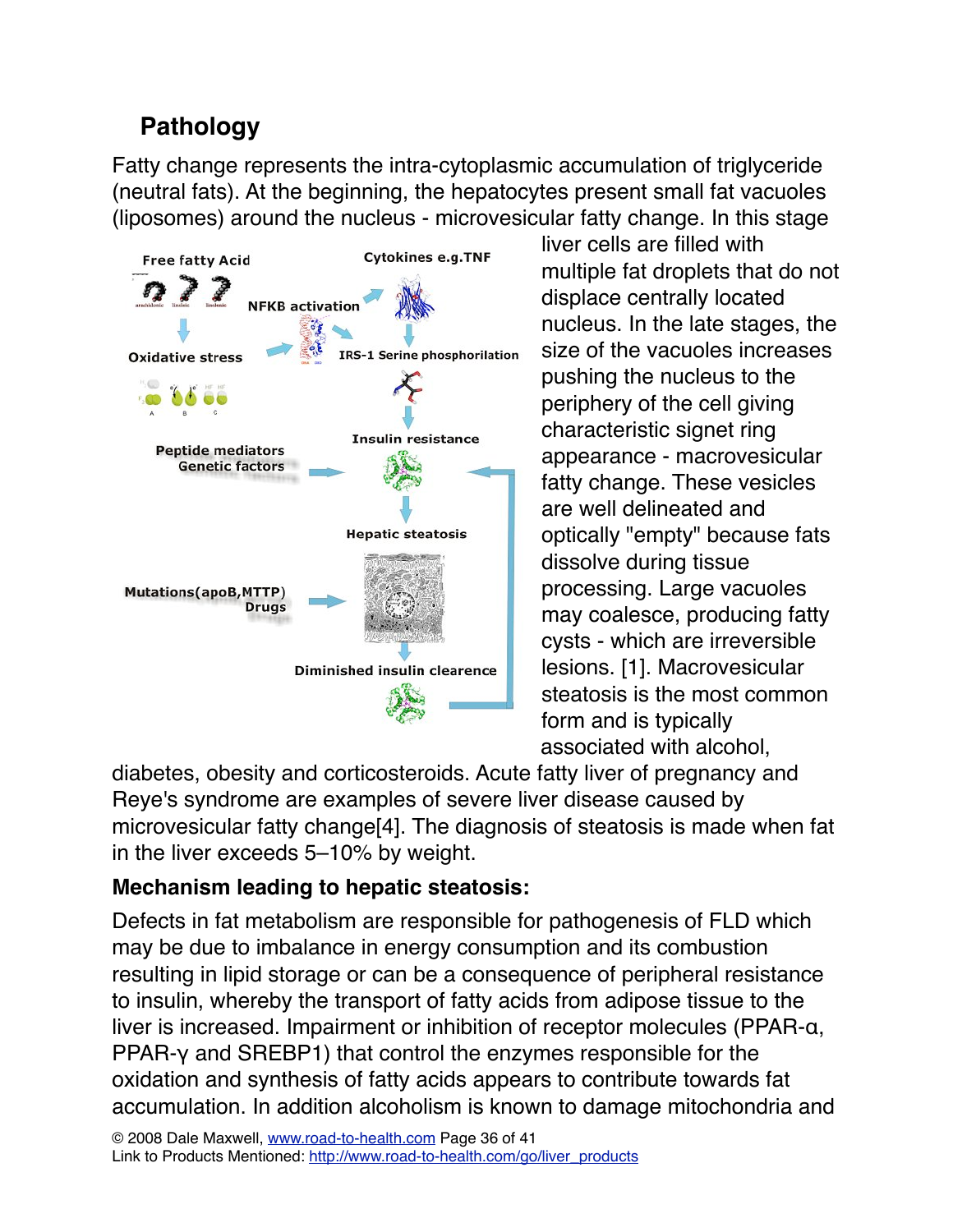## Pathology

Fatty change represents the intra-cytoplasmic accumulation of triglyceride (neutral fats). At the beginning, the hepatocytes present small fat vacuoles (liposomes) around the nucleus - microvesicular fatty change. In this stage liver cells are filled with multiple fat droplets that do not displace centrally located nucleus. In the late stages, the size of the vacuoles increases pushing the nucleus to the periphery of the cell giving characteristic signet ring appearance - macrovesicular fatty change. These vesicles are well delineated and optically "empty" because fats dissolve during tissue processing. Large vacuoles may coalesce, producing fatty cysts - which are irreversible lesions. [1]. Macrovesicular steatosis is the most common form and is typically associated with alcohol, diabetes, obesity and corticosteroids. Acute fatty liver of pregnancy and Reye's syndrome are examples of severe liver disease caused by microvesicular fatty change[4]. The diagnosis of steatosis is made when fat in the liver exceeds 5–10% by weight.

### Mechanism leading to hepatic steatosis:

Defects in fat metabolism are responsible for pathogenesis of FLD which may be due to imbalance in energy consumption and its combustion resulting in lipid storage or can be a consequence of peripheral resistance to insulin, whereby the transport of fatty acids from adipose tissue to the liver is increased. Impairment or inhibition of receptor molecules (PPAR-α, PPAR-γ and SREBP1) that control the enzymes responsible for the oxidation and synthesis of fatty acids appears to contribute towards fat accumulation. In addition alcoholism is known to damage mitochondria and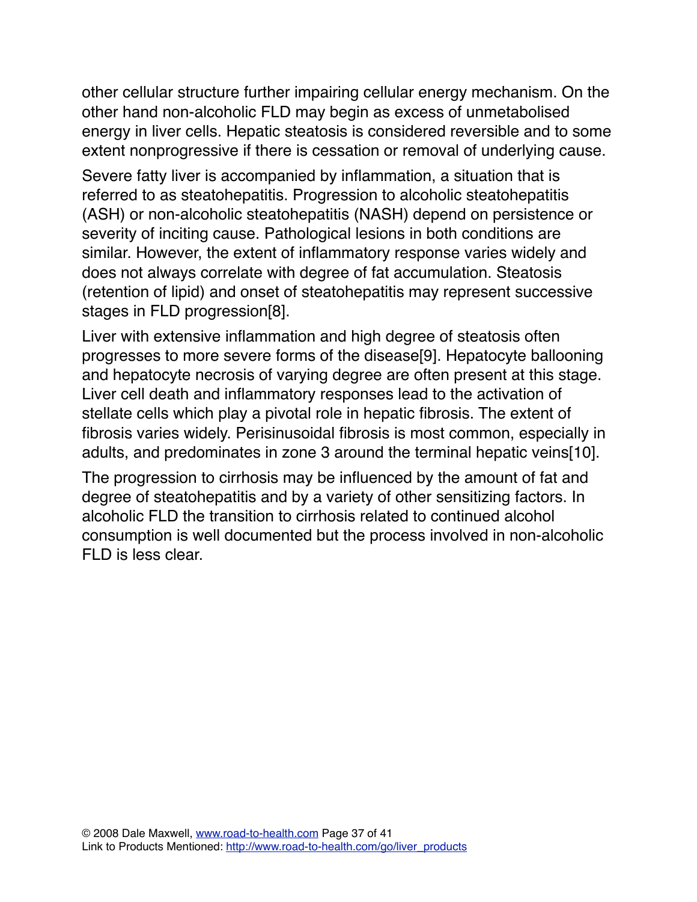other cellular structure further impairing cellular energy mechanism. On the other hand non-alcoholic FLD may begin as excess of unmetabolised energy in liver cells. Hepatic steatosis is considered reversible and to some extent nonprogressive if there is cessation or removal of underlying cause.

Severe fatty liver is accompanied by inflammation, a situation that is referred to as steatohepatitis. Progression to alcoholic steatohepatitis (ASH) or non-alcoholic steatohepatitis (NASH) depend on persistence or severity of inciting cause. Pathological lesions in both conditions are similar. However, the extent of inflammatory response varies widely and does not always correlate with degree of fat accumulation. Steatosis (retention of lipid) and onset of steatohepatitis may represent successive stages in FLD progression[8].

Liver with extensive inflammation and high degree of steatosis often progresses to more severe forms of the disease[9]. Hepatocyte ballooning and hepatocyte necrosis of varying degree are often present at this stage. Liver cell death and inflammatory responses lead to the activation of stellate cells which play a pivotal role in hepatic fibrosis. The extent of fibrosis varies widely. Perisinusoidal fibrosis is most common, especially in adults, and predominates in zone 3 around the terminal hepatic veins[10].

The progression to cirrhosis may be influenced by the amount of fat and degree of steatohepatitis and by a variety of other sensitizing factors. In alcoholic FLD the transition to cirrhosis related to continued alcohol consumption is well documented but the process involved in non-alcoholic FLD is less clear.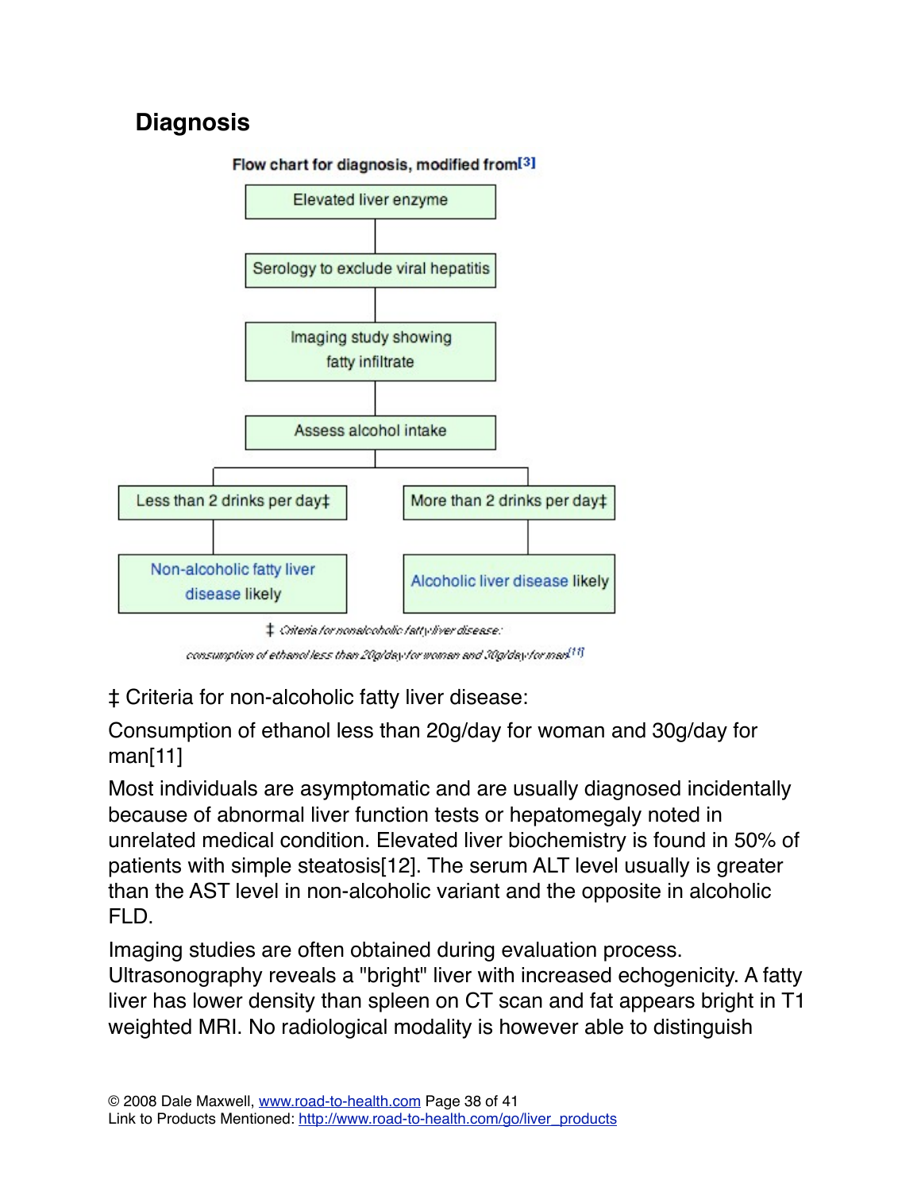## Diagnosis

**Flow chart for diagnosis, modified from[3]**

Elevated liver enzyme
→ Serology to exclude viral hepatitis
→ Imaging study showing fatty infiltrate
→ Assess alcohol intake
→ Less than 2 drinks per day‡ → Non-alcoholic fatty liver disease likely
→ More than 2 drinks per day‡ → Alcoholic liver disease likely

‡ Criteria for nonalcoholic fatty liver disease: consumption of ethanol less than 20g/day for woman and 30g/day for man[11]

‡ Criteria for non-alcoholic fatty liver disease:

Consumption of ethanol less than 20g/day for woman and 30g/day for man[11]

Most individuals are asymptomatic and are usually diagnosed incidentally because of abnormal liver function tests or hepatomegaly noted in unrelated medical condition. Elevated liver biochemistry is found in 50% of patients with simple steatosis[12]. The serum ALT level usually is greater than the AST level in non-alcoholic variant and the opposite in alcoholic FLD.

Imaging studies are often obtained during evaluation process. Ultrasonography reveals a "bright" liver with increased echogenicity. A fatty liver has lower density than spleen on CT scan and fat appears bright in T1 weighted MRI. No radiological modality is however able to distinguish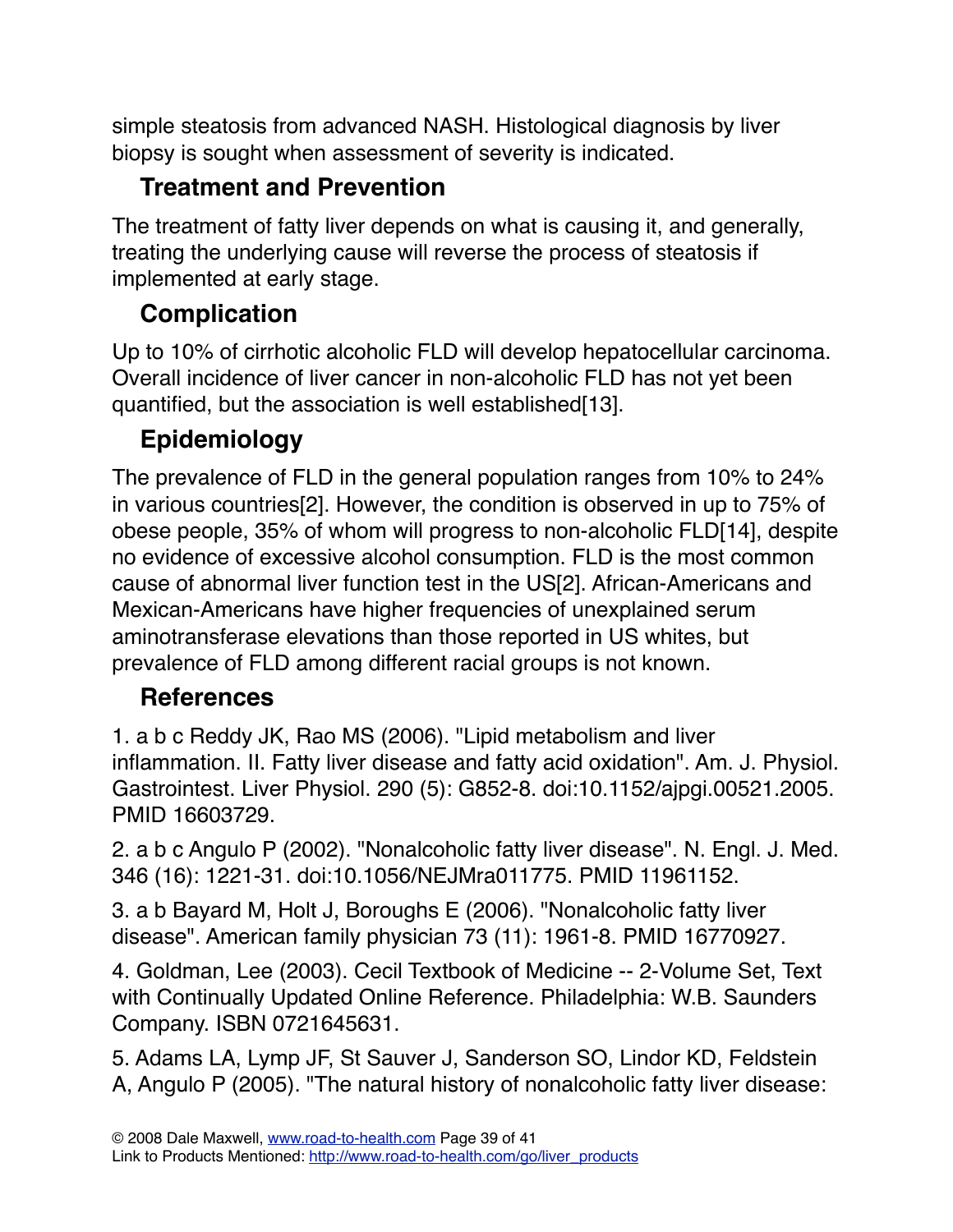simple steatosis from advanced NASH. Histological diagnosis by liver biopsy is sought when assessment of severity is indicated.

## Treatment and Prevention

The treatment of fatty liver depends on what is causing it, and generally, treating the underlying cause will reverse the process of steatosis if implemented at early stage.

## Complication

Up to 10% of cirrhotic alcoholic FLD will develop hepatocellular carcinoma. Overall incidence of liver cancer in non-alcoholic FLD has not yet been quantified, but the association is well established[13].

## Epidemiology

The prevalence of FLD in the general population ranges from 10% to 24% in various countries[2]. However, the condition is observed in up to 75% of obese people, 35% of whom will progress to non-alcoholic FLD[14], despite no evidence of excessive alcohol consumption. FLD is the most common cause of abnormal liver function test in the US[2]. African-Americans and Mexican-Americans have higher frequencies of unexplained serum aminotransferase elevations than those reported in US whites, but prevalence of FLD among different racial groups is not known.

## References

1. a b c Reddy JK, Rao MS (2006). "Lipid metabolism and liver inflammation. II. Fatty liver disease and fatty acid oxidation". Am. J. Physiol. Gastrointest. Liver Physiol. 290 (5): G852-8. doi:10.1152/ajpgi.00521.2005. PMID 16603729.

2. a b c Angulo P (2002). "Nonalcoholic fatty liver disease". N. Engl. J. Med. 346 (16): 1221-31. doi:10.1056/NEJMra011775. PMID 11961152.

3. a b Bayard M, Holt J, Boroughs E (2006). "Nonalcoholic fatty liver disease". American family physician 73 (11): 1961-8. PMID 16770927.

4. Goldman, Lee (2003). Cecil Textbook of Medicine -- 2-Volume Set, Text with Continually Updated Online Reference. Philadelphia: W.B. Saunders Company. ISBN 0721645631.

5. Adams LA, Lymp JF, St Sauver J, Sanderson SO, Lindor KD, Feldstein A, Angulo P (2005). "The natural history of nonalcoholic fatty liver disease: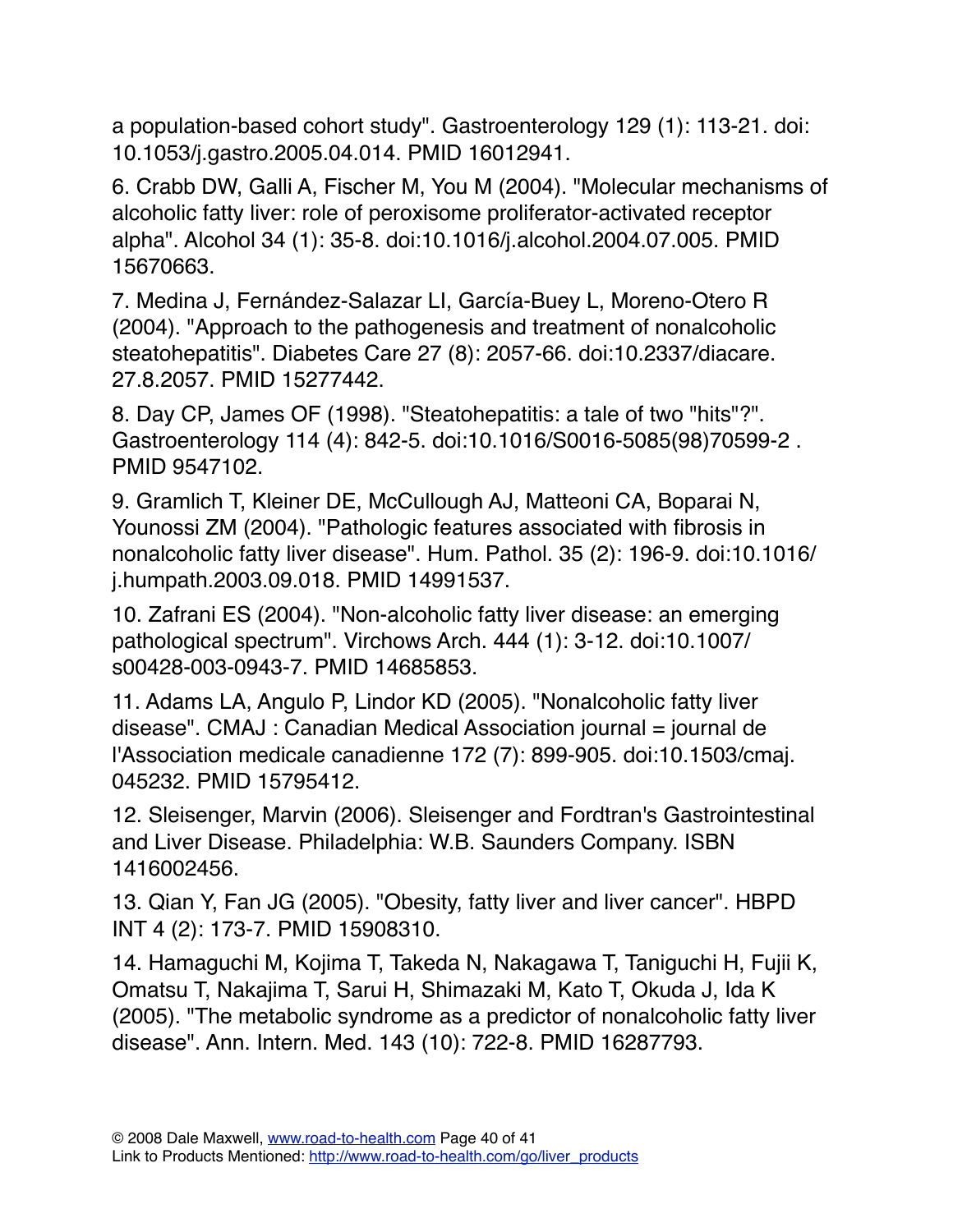a population-based cohort study". Gastroenterology 129 (1): 113-21. doi: 10.1053/j.gastro.2005.04.014. PMID 16012941.

6. Crabb DW, Galli A, Fischer M, You M (2004). "Molecular mechanisms of alcoholic fatty liver: role of peroxisome proliferator-activated receptor alpha". Alcohol 34 (1): 35-8. doi:10.1016/j.alcohol.2004.07.005. PMID 15670663.

7. Medina J, Fernández-Salazar LI, García-Buey L, Moreno-Otero R (2004). "Approach to the pathogenesis and treatment of nonalcoholic steatohepatitis". Diabetes Care 27 (8): 2057-66. doi:10.2337/diacare.27.8.2057. PMID 15277442.

8. Day CP, James OF (1998). "Steatohepatitis: a tale of two "hits"?". Gastroenterology 114 (4): 842-5. doi:10.1016/S0016-5085(98)70599-2 . PMID 9547102.

9. Gramlich T, Kleiner DE, McCullough AJ, Matteoni CA, Boparai N, Younossi ZM (2004). "Pathologic features associated with fibrosis in nonalcoholic fatty liver disease". Hum. Pathol. 35 (2): 196-9. doi:10.1016/j.humpath.2003.09.018. PMID 14991537.

10. Zafrani ES (2004). "Non-alcoholic fatty liver disease: an emerging pathological spectrum". Virchows Arch. 444 (1): 3-12. doi:10.1007/s00428-003-0943-7. PMID 14685853.

11. Adams LA, Angulo P, Lindor KD (2005). "Nonalcoholic fatty liver disease". CMAJ : Canadian Medical Association journal = journal de l'Association medicale canadienne 172 (7): 899-905. doi:10.1503/cmaj.045232. PMID 15795412.

12. Sleisenger, Marvin (2006). Sleisenger and Fordtran's Gastrointestinal and Liver Disease. Philadelphia: W.B. Saunders Company. ISBN 1416002456.

13. Qian Y, Fan JG (2005). "Obesity, fatty liver and liver cancer". HBPD INT 4 (2): 173-7. PMID 15908310.

14. Hamaguchi M, Kojima T, Takeda N, Nakagawa T, Taniguchi H, Fujii K, Omatsu T, Nakajima T, Sarui H, Shimazaki M, Kato T, Okuda J, Ida K (2005). "The metabolic syndrome as a predictor of nonalcoholic fatty liver disease". Ann. Intern. Med. 143 (10): 722-8. PMID 16287793.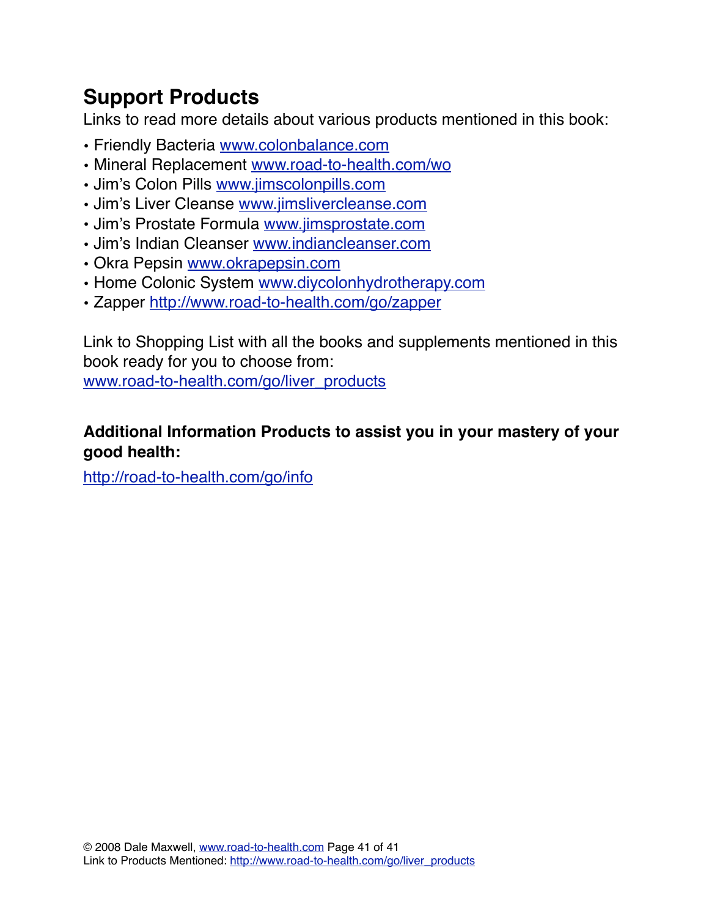## Support Products

Links to read more details about various products mentioned in this book:

- Friendly Bacteria www.colonbalance.com
- Mineral Replacement www.road-to-health.com/wo
- Jim's Colon Pills www.jimscolonpills.com
- Jim's Liver Cleanse www.jimslivercleanse.com
- Jim's Prostate Formula www.jimsprostate.com
- Jim's Indian Cleanser www.indiancleanser.com
- Okra Pepsin www.okrapepsin.com
- Home Colonic System www.diycolonhydrotherapy.com
- Zapper http://www.road-to-health.com/go/zapper

Link to Shopping List with all the books and supplements mentioned in this book ready for you to choose from:
www.road-to-health.com/go/liver_products

**Additional Information Products to assist you in your mastery of your good health:**

http://road-to-health.com/go/info